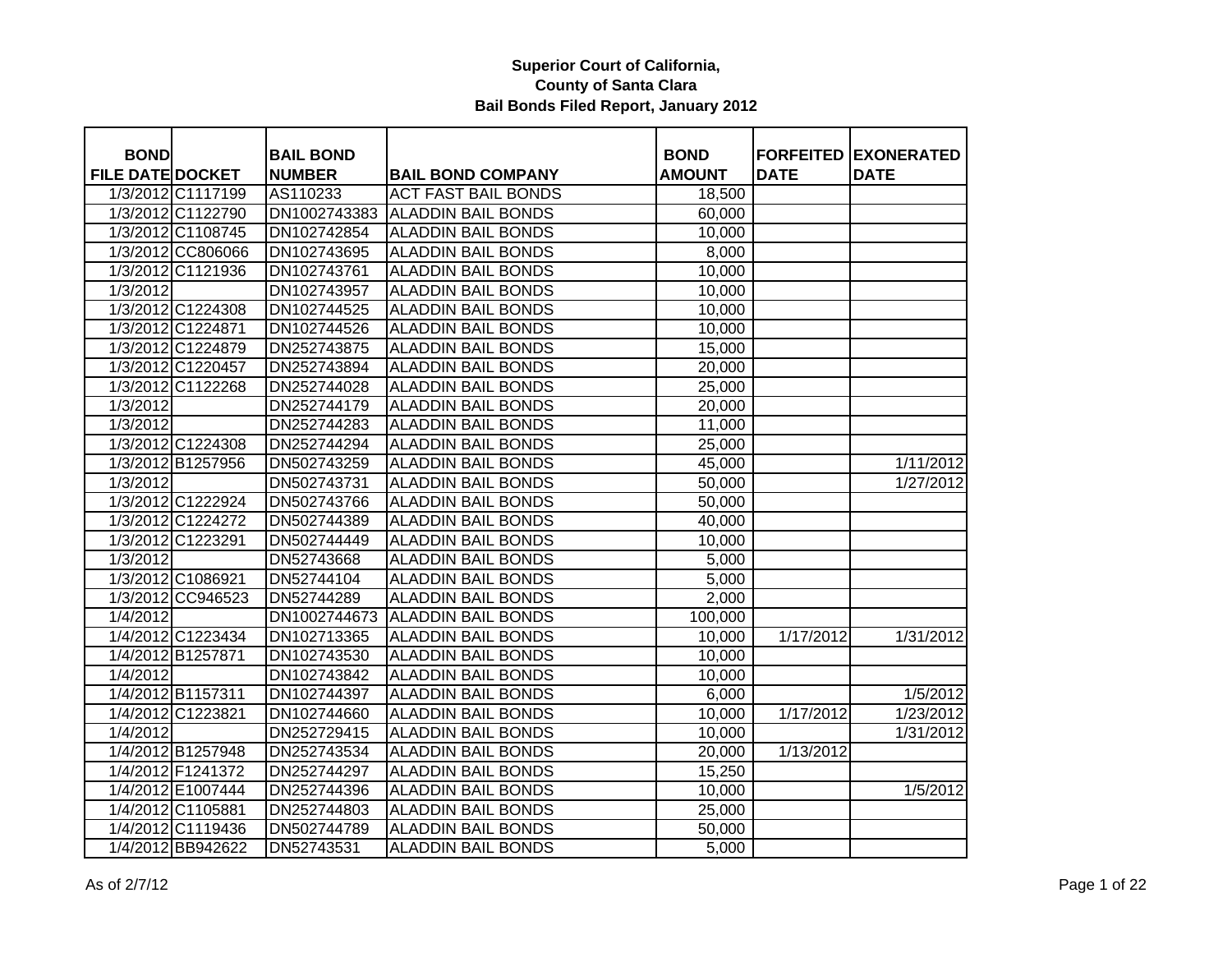# Superior Court of California,
# County of Santa Clara
# Bail Bonds Filed Report, January 2012

| BOND FILE DATE | DOCKET | BAIL BOND NUMBER | BAIL BOND COMPANY | BOND AMOUNT | FORFEITED DATE | EXONERATED DATE |
|---|---|---|---|---|---|---|
| 1/3/2012 | C1117199 | AS110233 | ACT FAST BAIL BONDS | 18,500 | | |
| 1/3/2012 | C1122790 | DN1002743383 | ALADDIN BAIL BONDS | 60,000 | | |
| 1/3/2012 | C1108745 | DN102742854 | ALADDIN BAIL BONDS | 10,000 | | |
| 1/3/2012 | CC806066 | DN102743695 | ALADDIN BAIL BONDS | 8,000 | | |
| 1/3/2012 | C1121936 | DN102743761 | ALADDIN BAIL BONDS | 10,000 | | |
| 1/3/2012 | | DN102743957 | ALADDIN BAIL BONDS | 10,000 | | |
| 1/3/2012 | C1224308 | DN102744525 | ALADDIN BAIL BONDS | 10,000 | | |
| 1/3/2012 | C1224871 | DN102744526 | ALADDIN BAIL BONDS | 10,000 | | |
| 1/3/2012 | C1224879 | DN252743875 | ALADDIN BAIL BONDS | 15,000 | | |
| 1/3/2012 | C1220457 | DN252743894 | ALADDIN BAIL BONDS | 20,000 | | |
| 1/3/2012 | C1122268 | DN252744028 | ALADDIN BAIL BONDS | 25,000 | | |
| 1/3/2012 | | DN252744179 | ALADDIN BAIL BONDS | 20,000 | | |
| 1/3/2012 | | DN252744283 | ALADDIN BAIL BONDS | 11,000 | | |
| 1/3/2012 | C1224308 | DN252744294 | ALADDIN BAIL BONDS | 25,000 | | |
| 1/3/2012 | B1257956 | DN502743259 | ALADDIN BAIL BONDS | 45,000 | | 1/11/2012 |
| 1/3/2012 | | DN502743731 | ALADDIN BAIL BONDS | 50,000 | | 1/27/2012 |
| 1/3/2012 | C1222924 | DN502743766 | ALADDIN BAIL BONDS | 50,000 | | |
| 1/3/2012 | C1224272 | DN502744389 | ALADDIN BAIL BONDS | 40,000 | | |
| 1/3/2012 | C1223291 | DN502744449 | ALADDIN BAIL BONDS | 10,000 | | |
| 1/3/2012 | | DN52743668 | ALADDIN BAIL BONDS | 5,000 | | |
| 1/3/2012 | C1086921 | DN52744104 | ALADDIN BAIL BONDS | 5,000 | | |
| 1/3/2012 | CC946523 | DN52744289 | ALADDIN BAIL BONDS | 2,000 | | |
| 1/4/2012 | | DN1002744673 | ALADDIN BAIL BONDS | 100,000 | | |
| 1/4/2012 | C1223434 | DN102713365 | ALADDIN BAIL BONDS | 10,000 | 1/17/2012 | 1/31/2012 |
| 1/4/2012 | B1257871 | DN102743530 | ALADDIN BAIL BONDS | 10,000 | | |
| 1/4/2012 | | DN102743842 | ALADDIN BAIL BONDS | 10,000 | | |
| 1/4/2012 | B1157311 | DN102744397 | ALADDIN BAIL BONDS | 6,000 | | 1/5/2012 |
| 1/4/2012 | C1223821 | DN102744660 | ALADDIN BAIL BONDS | 10,000 | 1/17/2012 | 1/23/2012 |
| 1/4/2012 | | DN252729415 | ALADDIN BAIL BONDS | 10,000 | | 1/31/2012 |
| 1/4/2012 | B1257948 | DN252743534 | ALADDIN BAIL BONDS | 20,000 | 1/13/2012 | |
| 1/4/2012 | F1241372 | DN252744297 | ALADDIN BAIL BONDS | 15,250 | | |
| 1/4/2012 | E1007444 | DN252744396 | ALADDIN BAIL BONDS | 10,000 | | 1/5/2012 |
| 1/4/2012 | C1105881 | DN252744803 | ALADDIN BAIL BONDS | 25,000 | | |
| 1/4/2012 | C1119436 | DN502744789 | ALADDIN BAIL BONDS | 50,000 | | |
| 1/4/2012 | BB942622 | DN52743531 | ALADDIN BAIL BONDS | 5,000 | | |

As of 2/7/12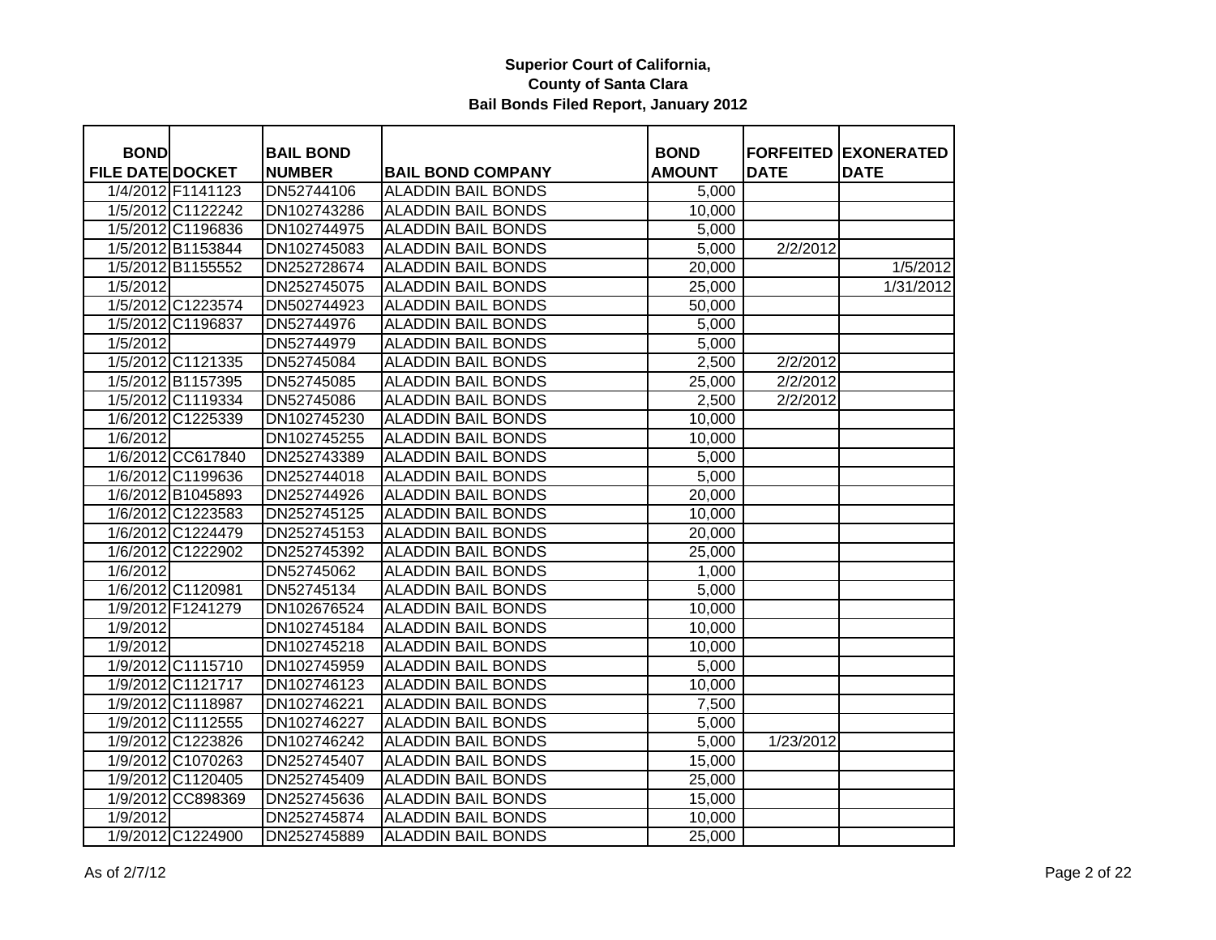# Superior Court of California,
# County of Santa Clara
# Bail Bonds Filed Report, January 2012

| BOND FILE DATE | DOCKET | BAIL BOND NUMBER | BAIL BOND COMPANY | BOND AMOUNT | FORFEITED DATE | EXONERATED DATE |
|---|---|---|---|---|---|---|
| 1/4/2012 | F1141123 | DN52744106 | ALADDIN BAIL BONDS | 5,000 | | |
| 1/5/2012 | C1122242 | DN102743286 | ALADDIN BAIL BONDS | 10,000 | | |
| 1/5/2012 | C1196836 | DN102744975 | ALADDIN BAIL BONDS | 5,000 | | |
| 1/5/2012 | B1153844 | DN102745083 | ALADDIN BAIL BONDS | 5,000 | 2/2/2012 | |
| 1/5/2012 | B1155552 | DN252728674 | ALADDIN BAIL BONDS | 20,000 | | 1/5/2012 |
| 1/5/2012 | | DN252745075 | ALADDIN BAIL BONDS | 25,000 | | 1/31/2012 |
| 1/5/2012 | C1223574 | DN502744923 | ALADDIN BAIL BONDS | 50,000 | | |
| 1/5/2012 | C1196837 | DN52744976 | ALADDIN BAIL BONDS | 5,000 | | |
| 1/5/2012 | | DN52744979 | ALADDIN BAIL BONDS | 5,000 | | |
| 1/5/2012 | C1121335 | DN52745084 | ALADDIN BAIL BONDS | 2,500 | 2/2/2012 | |
| 1/5/2012 | B1157395 | DN52745085 | ALADDIN BAIL BONDS | 25,000 | 2/2/2012 | |
| 1/5/2012 | C1119334 | DN52745086 | ALADDIN BAIL BONDS | 2,500 | 2/2/2012 | |
| 1/6/2012 | C1225339 | DN102745230 | ALADDIN BAIL BONDS | 10,000 | | |
| 1/6/2012 | | DN102745255 | ALADDIN BAIL BONDS | 10,000 | | |
| 1/6/2012 | CC617840 | DN252743389 | ALADDIN BAIL BONDS | 5,000 | | |
| 1/6/2012 | C1199636 | DN252744018 | ALADDIN BAIL BONDS | 5,000 | | |
| 1/6/2012 | B1045893 | DN252744926 | ALADDIN BAIL BONDS | 20,000 | | |
| 1/6/2012 | C1223583 | DN252745125 | ALADDIN BAIL BONDS | 10,000 | | |
| 1/6/2012 | C1224479 | DN252745153 | ALADDIN BAIL BONDS | 20,000 | | |
| 1/6/2012 | C1222902 | DN252745392 | ALADDIN BAIL BONDS | 25,000 | | |
| 1/6/2012 | | DN52745062 | ALADDIN BAIL BONDS | 1,000 | | |
| 1/6/2012 | C1120981 | DN52745134 | ALADDIN BAIL BONDS | 5,000 | | |
| 1/9/2012 | F1241279 | DN102676524 | ALADDIN BAIL BONDS | 10,000 | | |
| 1/9/2012 | | DN102745184 | ALADDIN BAIL BONDS | 10,000 | | |
| 1/9/2012 | | DN102745218 | ALADDIN BAIL BONDS | 10,000 | | |
| 1/9/2012 | C1115710 | DN102745959 | ALADDIN BAIL BONDS | 5,000 | | |
| 1/9/2012 | C1121717 | DN102746123 | ALADDIN BAIL BONDS | 10,000 | | |
| 1/9/2012 | C1118987 | DN102746221 | ALADDIN BAIL BONDS | 7,500 | | |
| 1/9/2012 | C1112555 | DN102746227 | ALADDIN BAIL BONDS | 5,000 | | |
| 1/9/2012 | C1223826 | DN102746242 | ALADDIN BAIL BONDS | 5,000 | 1/23/2012 | |
| 1/9/2012 | C1070263 | DN252745407 | ALADDIN BAIL BONDS | 15,000 | | |
| 1/9/2012 | C1120405 | DN252745409 | ALADDIN BAIL BONDS | 25,000 | | |
| 1/9/2012 | CC898369 | DN252745636 | ALADDIN BAIL BONDS | 15,000 | | |
| 1/9/2012 | | DN252745874 | ALADDIN BAIL BONDS | 10,000 | | |
| 1/9/2012 | C1224900 | DN252745889 | ALADDIN BAIL BONDS | 25,000 | | |

As of 2/7/12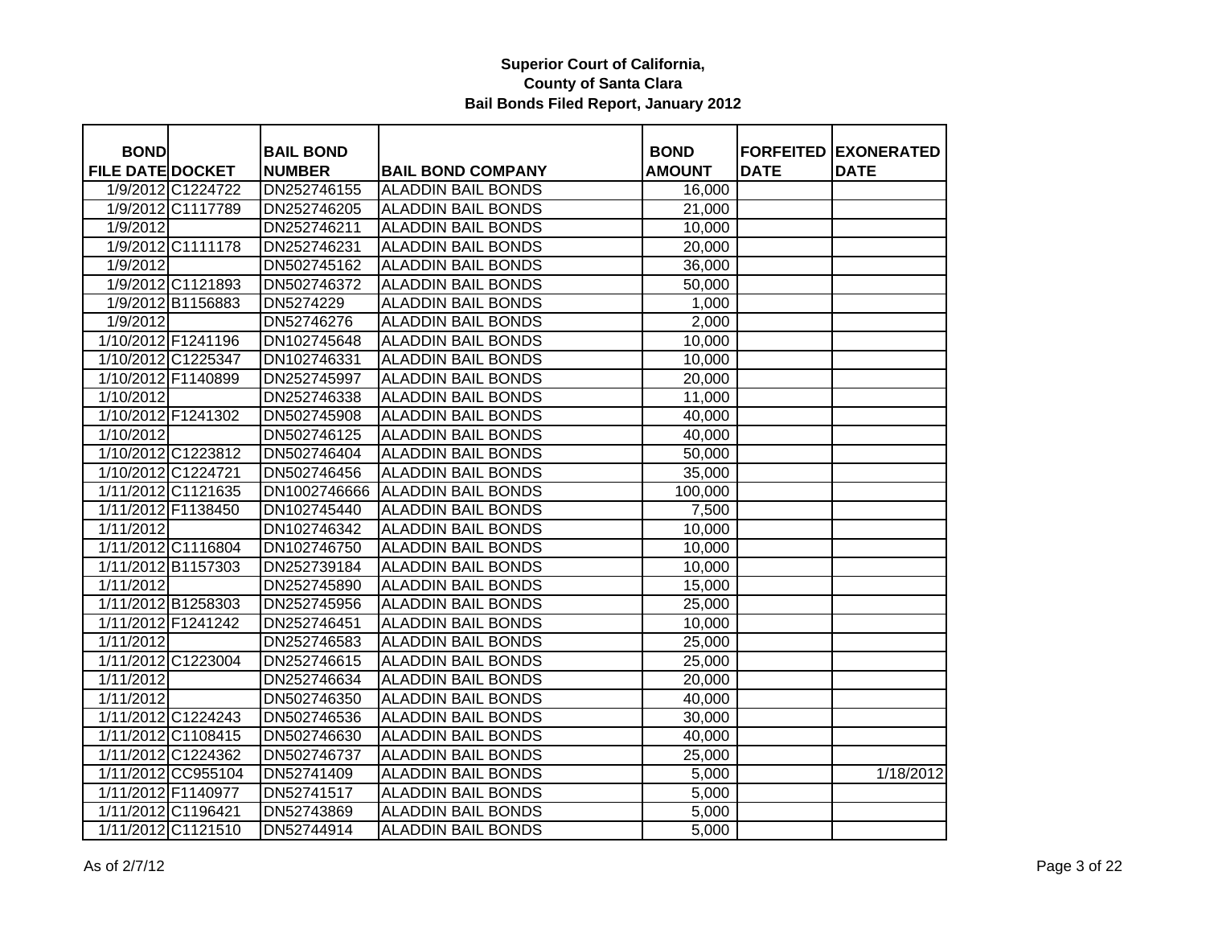**Superior Court of California,**
**County of Santa Clara**
**Bail Bonds Filed Report, January 2012**

| BOND FILE DATE | DOCKET | BAIL BOND NUMBER | BAIL BOND COMPANY | BOND AMOUNT | FORFEITED DATE | EXONERATED DATE |
|---|---|---|---|---|---|---|
| 1/9/2012 | C1224722 | DN252746155 | ALADDIN BAIL BONDS | 16,000 | | |
| 1/9/2012 | C1117789 | DN252746205 | ALADDIN BAIL BONDS | 21,000 | | |
| 1/9/2012 | | DN252746211 | ALADDIN BAIL BONDS | 10,000 | | |
| 1/9/2012 | C1111178 | DN252746231 | ALADDIN BAIL BONDS | 20,000 | | |
| 1/9/2012 | | DN502745162 | ALADDIN BAIL BONDS | 36,000 | | |
| 1/9/2012 | C1121893 | DN502746372 | ALADDIN BAIL BONDS | 50,000 | | |
| 1/9/2012 | B1156883 | DN5274229 | ALADDIN BAIL BONDS | 1,000 | | |
| 1/9/2012 | | DN52746276 | ALADDIN BAIL BONDS | 2,000 | | |
| 1/10/2012 | F1241196 | DN102745648 | ALADDIN BAIL BONDS | 10,000 | | |
| 1/10/2012 | C1225347 | DN102746331 | ALADDIN BAIL BONDS | 10,000 | | |
| 1/10/2012 | F1140899 | DN252745997 | ALADDIN BAIL BONDS | 20,000 | | |
| 1/10/2012 | | DN252746338 | ALADDIN BAIL BONDS | 11,000 | | |
| 1/10/2012 | F1241302 | DN502745908 | ALADDIN BAIL BONDS | 40,000 | | |
| 1/10/2012 | | DN502746125 | ALADDIN BAIL BONDS | 40,000 | | |
| 1/10/2012 | C1223812 | DN502746404 | ALADDIN BAIL BONDS | 50,000 | | |
| 1/10/2012 | C1224721 | DN502746456 | ALADDIN BAIL BONDS | 35,000 | | |
| 1/11/2012 | C1121635 | DN1002746666 | ALADDIN BAIL BONDS | 100,000 | | |
| 1/11/2012 | F1138450 | DN102745440 | ALADDIN BAIL BONDS | 7,500 | | |
| 1/11/2012 | | DN102746342 | ALADDIN BAIL BONDS | 10,000 | | |
| 1/11/2012 | C1116804 | DN102746750 | ALADDIN BAIL BONDS | 10,000 | | |
| 1/11/2012 | B1157303 | DN252739184 | ALADDIN BAIL BONDS | 10,000 | | |
| 1/11/2012 | | DN252745890 | ALADDIN BAIL BONDS | 15,000 | | |
| 1/11/2012 | B1258303 | DN252745956 | ALADDIN BAIL BONDS | 25,000 | | |
| 1/11/2012 | F1241242 | DN252746451 | ALADDIN BAIL BONDS | 10,000 | | |
| 1/11/2012 | | DN252746583 | ALADDIN BAIL BONDS | 25,000 | | |
| 1/11/2012 | C1223004 | DN252746615 | ALADDIN BAIL BONDS | 25,000 | | |
| 1/11/2012 | | DN252746634 | ALADDIN BAIL BONDS | 20,000 | | |
| 1/11/2012 | | DN502746350 | ALADDIN BAIL BONDS | 40,000 | | |
| 1/11/2012 | C1224243 | DN502746536 | ALADDIN BAIL BONDS | 30,000 | | |
| 1/11/2012 | C1108415 | DN502746630 | ALADDIN BAIL BONDS | 40,000 | | |
| 1/11/2012 | C1224362 | DN502746737 | ALADDIN BAIL BONDS | 25,000 | | |
| 1/11/2012 | CC955104 | DN52741409 | ALADDIN BAIL BONDS | 5,000 | | 1/18/2012 |
| 1/11/2012 | F1140977 | DN52741517 | ALADDIN BAIL BONDS | 5,000 | | |
| 1/11/2012 | C1196421 | DN52743869 | ALADDIN BAIL BONDS | 5,000 | | |
| 1/11/2012 | C1121510 | DN52744914 | ALADDIN BAIL BONDS | 5,000 | | |

As of 2/7/12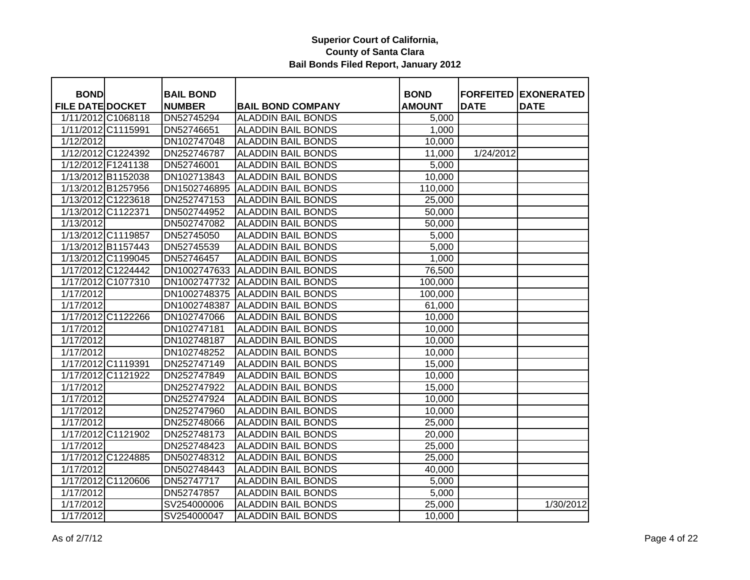**Superior Court of California, County of Santa Clara**

**Bail Bonds Filed Report, January 2012**

| BOND FILE DATE | DOCKET | BAIL BOND NUMBER | BAIL BOND COMPANY | BOND AMOUNT | FORFEITED DATE | EXONERATED DATE |
|---|---|---|---|---|---|---|
| 1/11/2012 | C1068118 | DN52745294 | ALADDIN BAIL BONDS | 5,000 | | |
| 1/11/2012 | C1115991 | DN52746651 | ALADDIN BAIL BONDS | 1,000 | | |
| 1/12/2012 | | DN102747048 | ALADDIN BAIL BONDS | 10,000 | | |
| 1/12/2012 | C1224392 | DN252746787 | ALADDIN BAIL BONDS | 11,000 | 1/24/2012 | |
| 1/12/2012 | F1241138 | DN52746001 | ALADDIN BAIL BONDS | 5,000 | | |
| 1/13/2012 | B1152038 | DN102713843 | ALADDIN BAIL BONDS | 10,000 | | |
| 1/13/2012 | B1257956 | DN1502746895 | ALADDIN BAIL BONDS | 110,000 | | |
| 1/13/2012 | C1223618 | DN252747153 | ALADDIN BAIL BONDS | 25,000 | | |
| 1/13/2012 | C1122371 | DN502744952 | ALADDIN BAIL BONDS | 50,000 | | |
| 1/13/2012 | | DN502747082 | ALADDIN BAIL BONDS | 50,000 | | |
| 1/13/2012 | C1119857 | DN52745050 | ALADDIN BAIL BONDS | 5,000 | | |
| 1/13/2012 | B1157443 | DN52745539 | ALADDIN BAIL BONDS | 5,000 | | |
| 1/13/2012 | C1199045 | DN52746457 | ALADDIN BAIL BONDS | 1,000 | | |
| 1/17/2012 | C1224442 | DN1002747633 | ALADDIN BAIL BONDS | 76,500 | | |
| 1/17/2012 | C1077310 | DN1002747732 | ALADDIN BAIL BONDS | 100,000 | | |
| 1/17/2012 | | DN1002748375 | ALADDIN BAIL BONDS | 100,000 | | |
| 1/17/2012 | | DN1002748387 | ALADDIN BAIL BONDS | 61,000 | | |
| 1/17/2012 | C1122266 | DN102747066 | ALADDIN BAIL BONDS | 10,000 | | |
| 1/17/2012 | | DN102747181 | ALADDIN BAIL BONDS | 10,000 | | |
| 1/17/2012 | | DN102748187 | ALADDIN BAIL BONDS | 10,000 | | |
| 1/17/2012 | | DN102748252 | ALADDIN BAIL BONDS | 10,000 | | |
| 1/17/2012 | C1119391 | DN252747149 | ALADDIN BAIL BONDS | 15,000 | | |
| 1/17/2012 | C1121922 | DN252747849 | ALADDIN BAIL BONDS | 10,000 | | |
| 1/17/2012 | | DN252747922 | ALADDIN BAIL BONDS | 15,000 | | |
| 1/17/2012 | | DN252747924 | ALADDIN BAIL BONDS | 10,000 | | |
| 1/17/2012 | | DN252747960 | ALADDIN BAIL BONDS | 10,000 | | |
| 1/17/2012 | | DN252748066 | ALADDIN BAIL BONDS | 25,000 | | |
| 1/17/2012 | C1121902 | DN252748173 | ALADDIN BAIL BONDS | 20,000 | | |
| 1/17/2012 | | DN252748423 | ALADDIN BAIL BONDS | 25,000 | | |
| 1/17/2012 | C1224885 | DN502748312 | ALADDIN BAIL BONDS | 25,000 | | |
| 1/17/2012 | | DN502748443 | ALADDIN BAIL BONDS | 40,000 | | |
| 1/17/2012 | C1120606 | DN52747717 | ALADDIN BAIL BONDS | 5,000 | | |
| 1/17/2012 | | DN52747857 | ALADDIN BAIL BONDS | 5,000 | | |
| 1/17/2012 | | SV254000006 | ALADDIN BAIL BONDS | 25,000 | | 1/30/2012 |
| 1/17/2012 | | SV254000047 | ALADDIN BAIL BONDS | 10,000 | | |

As of 2/7/12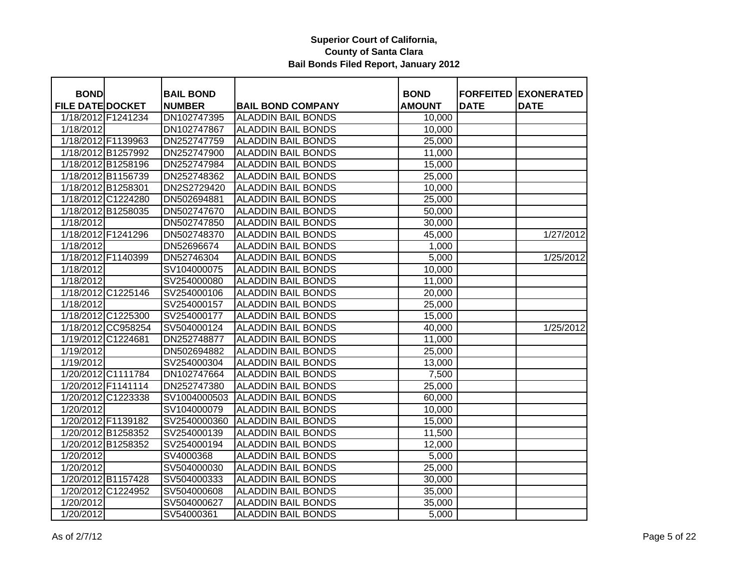**Superior Court of California,**
**County of Santa Clara**
**Bail Bonds Filed Report, January 2012**

| BOND FILE DATE | DOCKET | BAIL BOND NUMBER | BAIL BOND COMPANY | BOND AMOUNT | FORFEITED DATE | EXONERATED DATE |
|---|---|---|---|---|---|---|
| 1/18/2012 | F1241234 | DN102747395 | ALADDIN BAIL BONDS | 10,000 | | |
| 1/18/2012 | | DN102747867 | ALADDIN BAIL BONDS | 10,000 | | |
| 1/18/2012 | F1139963 | DN252747759 | ALADDIN BAIL BONDS | 25,000 | | |
| 1/18/2012 | B1257992 | DN252747900 | ALADDIN BAIL BONDS | 11,000 | | |
| 1/18/2012 | B1258196 | DN252747984 | ALADDIN BAIL BONDS | 15,000 | | |
| 1/18/2012 | B1156739 | DN252748362 | ALADDIN BAIL BONDS | 25,000 | | |
| 1/18/2012 | B1258301 | DN2S2729420 | ALADDIN BAIL BONDS | 10,000 | | |
| 1/18/2012 | C1224280 | DN502694881 | ALADDIN BAIL BONDS | 25,000 | | |
| 1/18/2012 | B1258035 | DN502747670 | ALADDIN BAIL BONDS | 50,000 | | |
| 1/18/2012 | | DN502747850 | ALADDIN BAIL BONDS | 30,000 | | |
| 1/18/2012 | F1241296 | DN502748370 | ALADDIN BAIL BONDS | 45,000 | | 1/27/2012 |
| 1/18/2012 | | DN52696674 | ALADDIN BAIL BONDS | 1,000 | | |
| 1/18/2012 | F1140399 | DN52746304 | ALADDIN BAIL BONDS | 5,000 | | 1/25/2012 |
| 1/18/2012 | | SV104000075 | ALADDIN BAIL BONDS | 10,000 | | |
| 1/18/2012 | | SV254000080 | ALADDIN BAIL BONDS | 11,000 | | |
| 1/18/2012 | C1225146 | SV254000106 | ALADDIN BAIL BONDS | 20,000 | | |
| 1/18/2012 | | SV254000157 | ALADDIN BAIL BONDS | 25,000 | | |
| 1/18/2012 | C1225300 | SV254000177 | ALADDIN BAIL BONDS | 15,000 | | |
| 1/18/2012 | CC958254 | SV504000124 | ALADDIN BAIL BONDS | 40,000 | | 1/25/2012 |
| 1/19/2012 | C1224681 | DN252748877 | ALADDIN BAIL BONDS | 11,000 | | |
| 1/19/2012 | | DN502694882 | ALADDIN BAIL BONDS | 25,000 | | |
| 1/19/2012 | | SV254000304 | ALADDIN BAIL BONDS | 13,000 | | |
| 1/20/2012 | C1111784 | DN102747664 | ALADDIN BAIL BONDS | 7,500 | | |
| 1/20/2012 | F1141114 | DN252747380 | ALADDIN BAIL BONDS | 25,000 | | |
| 1/20/2012 | C1223338 | SV1004000503 | ALADDIN BAIL BONDS | 60,000 | | |
| 1/20/2012 | | SV104000079 | ALADDIN BAIL BONDS | 10,000 | | |
| 1/20/2012 | F1139182 | SV2540000360 | ALADDIN BAIL BONDS | 15,000 | | |
| 1/20/2012 | B1258352 | SV254000139 | ALADDIN BAIL BONDS | 11,500 | | |
| 1/20/2012 | B1258352 | SV254000194 | ALADDIN BAIL BONDS | 12,000 | | |
| 1/20/2012 | | SV4000368 | ALADDIN BAIL BONDS | 5,000 | | |
| 1/20/2012 | | SV504000030 | ALADDIN BAIL BONDS | 25,000 | | |
| 1/20/2012 | B1157428 | SV504000333 | ALADDIN BAIL BONDS | 30,000 | | |
| 1/20/2012 | C1224952 | SV504000608 | ALADDIN BAIL BONDS | 35,000 | | |
| 1/20/2012 | | SV504000627 | ALADDIN BAIL BONDS | 35,000 | | |
| 1/20/2012 | | SV54000361 | ALADDIN BAIL BONDS | 5,000 | | |

As of 2/7/12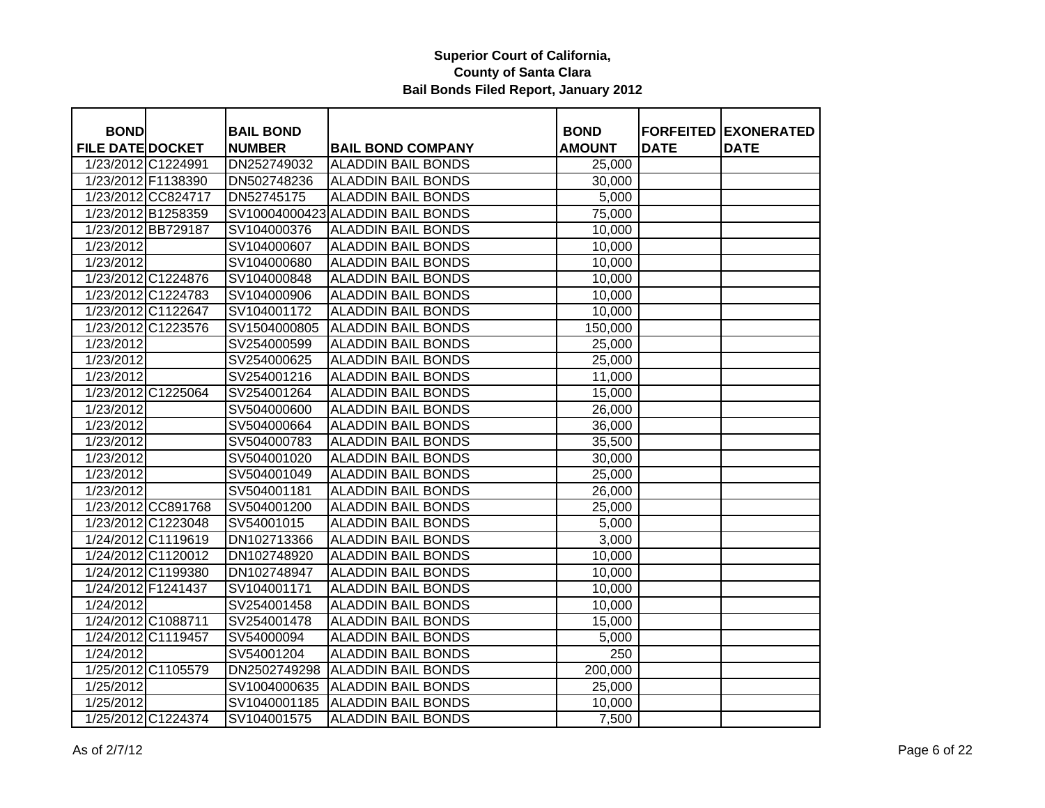**Superior Court of California,**
**County of Santa Clara**
**Bail Bonds Filed Report, January 2012**

| BOND FILE DATE | DOCKET | BAIL BOND NUMBER | BAIL BOND COMPANY | BOND AMOUNT | FORFEITED DATE | EXONERATED DATE |
|---|---|---|---|---|---|---|
| 1/23/2012 | C1224991 | DN252749032 | ALADDIN BAIL BONDS | 25,000 | | |
| 1/23/2012 | F1138390 | DN502748236 | ALADDIN BAIL BONDS | 30,000 | | |
| 1/23/2012 | CC824717 | DN52745175 | ALADDIN BAIL BONDS | 5,000 | | |
| 1/23/2012 | B1258359 | SV10004000423 | ALADDIN BAIL BONDS | 75,000 | | |
| 1/23/2012 | BB729187 | SV104000376 | ALADDIN BAIL BONDS | 10,000 | | |
| 1/23/2012 | | SV104000607 | ALADDIN BAIL BONDS | 10,000 | | |
| 1/23/2012 | | SV104000680 | ALADDIN BAIL BONDS | 10,000 | | |
| 1/23/2012 | C1224876 | SV104000848 | ALADDIN BAIL BONDS | 10,000 | | |
| 1/23/2012 | C1224783 | SV104000906 | ALADDIN BAIL BONDS | 10,000 | | |
| 1/23/2012 | C1122647 | SV104001172 | ALADDIN BAIL BONDS | 10,000 | | |
| 1/23/2012 | C1223576 | SV1504000805 | ALADDIN BAIL BONDS | 150,000 | | |
| 1/23/2012 | | SV254000599 | ALADDIN BAIL BONDS | 25,000 | | |
| 1/23/2012 | | SV254000625 | ALADDIN BAIL BONDS | 25,000 | | |
| 1/23/2012 | | SV254001216 | ALADDIN BAIL BONDS | 11,000 | | |
| 1/23/2012 | C1225064 | SV254001264 | ALADDIN BAIL BONDS | 15,000 | | |
| 1/23/2012 | | SV504000600 | ALADDIN BAIL BONDS | 26,000 | | |
| 1/23/2012 | | SV504000664 | ALADDIN BAIL BONDS | 36,000 | | |
| 1/23/2012 | | SV504000783 | ALADDIN BAIL BONDS | 35,500 | | |
| 1/23/2012 | | SV504001020 | ALADDIN BAIL BONDS | 30,000 | | |
| 1/23/2012 | | SV504001049 | ALADDIN BAIL BONDS | 25,000 | | |
| 1/23/2012 | | SV504001181 | ALADDIN BAIL BONDS | 26,000 | | |
| 1/23/2012 | CC891768 | SV504001200 | ALADDIN BAIL BONDS | 25,000 | | |
| 1/23/2012 | C1223048 | SV54001015 | ALADDIN BAIL BONDS | 5,000 | | |
| 1/24/2012 | C1119619 | DN102713366 | ALADDIN BAIL BONDS | 3,000 | | |
| 1/24/2012 | C1120012 | DN102748920 | ALADDIN BAIL BONDS | 10,000 | | |
| 1/24/2012 | C1199380 | DN102748947 | ALADDIN BAIL BONDS | 10,000 | | |
| 1/24/2012 | F1241437 | SV104001171 | ALADDIN BAIL BONDS | 10,000 | | |
| 1/24/2012 | | SV254001458 | ALADDIN BAIL BONDS | 10,000 | | |
| 1/24/2012 | C1088711 | SV254001478 | ALADDIN BAIL BONDS | 15,000 | | |
| 1/24/2012 | C1119457 | SV54000094 | ALADDIN BAIL BONDS | 5,000 | | |
| 1/24/2012 | | SV54001204 | ALADDIN BAIL BONDS | 250 | | |
| 1/25/2012 | C1105579 | DN2502749298 | ALADDIN BAIL BONDS | 200,000 | | |
| 1/25/2012 | | SV1004000635 | ALADDIN BAIL BONDS | 25,000 | | |
| 1/25/2012 | | SV1040001185 | ALADDIN BAIL BONDS | 10,000 | | |
| 1/25/2012 | C1224374 | SV104001575 | ALADDIN BAIL BONDS | 7,500 | | |

As of 2/7/12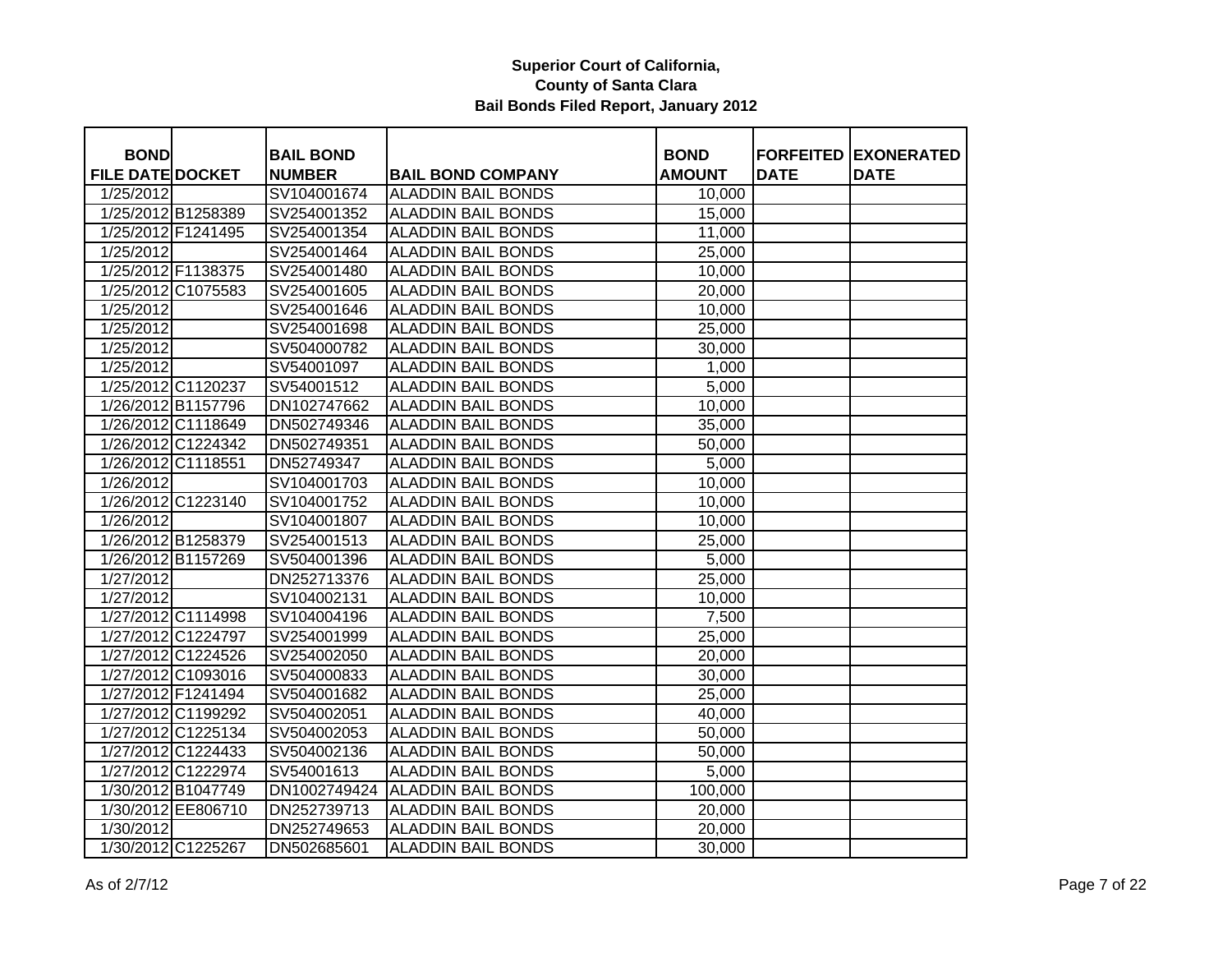# Superior Court of California,
## County of Santa Clara
### Bail Bonds Filed Report, January 2012

| BOND FILE DATE | DOCKET | BAIL BOND NUMBER | BAIL BOND COMPANY | BOND AMOUNT | FORFEITED DATE | EXONERATED DATE |
|---|---|---|---|---|---|---|
| 1/25/2012 | | SV104001674 | ALADDIN BAIL BONDS | 10,000 | | |
| 1/25/2012 | B1258389 | SV254001352 | ALADDIN BAIL BONDS | 15,000 | | |
| 1/25/2012 | F1241495 | SV254001354 | ALADDIN BAIL BONDS | 11,000 | | |
| 1/25/2012 | | SV254001464 | ALADDIN BAIL BONDS | 25,000 | | |
| 1/25/2012 | F1138375 | SV254001480 | ALADDIN BAIL BONDS | 10,000 | | |
| 1/25/2012 | C1075583 | SV254001605 | ALADDIN BAIL BONDS | 20,000 | | |
| 1/25/2012 | | SV254001646 | ALADDIN BAIL BONDS | 10,000 | | |
| 1/25/2012 | | SV254001698 | ALADDIN BAIL BONDS | 25,000 | | |
| 1/25/2012 | | SV504000782 | ALADDIN BAIL BONDS | 30,000 | | |
| 1/25/2012 | | SV54001097 | ALADDIN BAIL BONDS | 1,000 | | |
| 1/25/2012 | C1120237 | SV54001512 | ALADDIN BAIL BONDS | 5,000 | | |
| 1/26/2012 | B1157796 | DN102747662 | ALADDIN BAIL BONDS | 10,000 | | |
| 1/26/2012 | C1118649 | DN502749346 | ALADDIN BAIL BONDS | 35,000 | | |
| 1/26/2012 | C1224342 | DN502749351 | ALADDIN BAIL BONDS | 50,000 | | |
| 1/26/2012 | C1118551 | DN52749347 | ALADDIN BAIL BONDS | 5,000 | | |
| 1/26/2012 | | SV104001703 | ALADDIN BAIL BONDS | 10,000 | | |
| 1/26/2012 | C1223140 | SV104001752 | ALADDIN BAIL BONDS | 10,000 | | |
| 1/26/2012 | | SV104001807 | ALADDIN BAIL BONDS | 10,000 | | |
| 1/26/2012 | B1258379 | SV254001513 | ALADDIN BAIL BONDS | 25,000 | | |
| 1/26/2012 | B1157269 | SV504001396 | ALADDIN BAIL BONDS | 5,000 | | |
| 1/27/2012 | | DN252713376 | ALADDIN BAIL BONDS | 25,000 | | |
| 1/27/2012 | | SV104002131 | ALADDIN BAIL BONDS | 10,000 | | |
| 1/27/2012 | C1114998 | SV104004196 | ALADDIN BAIL BONDS | 7,500 | | |
| 1/27/2012 | C1224797 | SV254001999 | ALADDIN BAIL BONDS | 25,000 | | |
| 1/27/2012 | C1224526 | SV254002050 | ALADDIN BAIL BONDS | 20,000 | | |
| 1/27/2012 | C1093016 | SV504000833 | ALADDIN BAIL BONDS | 30,000 | | |
| 1/27/2012 | F1241494 | SV504001682 | ALADDIN BAIL BONDS | 25,000 | | |
| 1/27/2012 | C1199292 | SV504002051 | ALADDIN BAIL BONDS | 40,000 | | |
| 1/27/2012 | C1225134 | SV504002053 | ALADDIN BAIL BONDS | 50,000 | | |
| 1/27/2012 | C1224433 | SV504002136 | ALADDIN BAIL BONDS | 50,000 | | |
| 1/27/2012 | C1222974 | SV54001613 | ALADDIN BAIL BONDS | 5,000 | | |
| 1/30/2012 | B1047749 | DN1002749424 | ALADDIN BAIL BONDS | 100,000 | | |
| 1/30/2012 | EE806710 | DN252739713 | ALADDIN BAIL BONDS | 20,000 | | |
| 1/30/2012 | | DN252749653 | ALADDIN BAIL BONDS | 20,000 | | |
| 1/30/2012 | C1225267 | DN502685601 | ALADDIN BAIL BONDS | 30,000 | | |

As of 2/7/12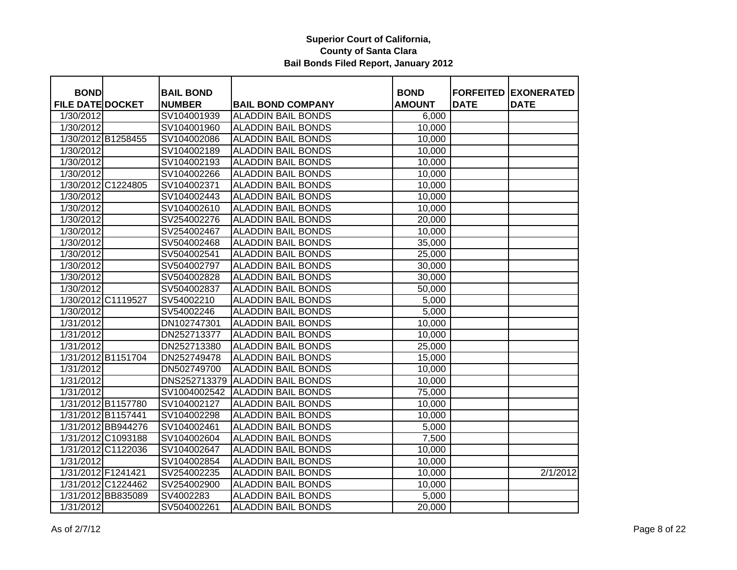**Superior Court of California,**
**County of Santa Clara**
**Bail Bonds Filed Report, January 2012**

| BOND FILE DATE | DOCKET | BAIL BOND NUMBER | BAIL BOND COMPANY | BOND AMOUNT | FORFEITED DATE | EXONERATED DATE |
|---|---|---|---|---|---|---|
| 1/30/2012 | | SV104001939 | ALADDIN BAIL BONDS | 6,000 | | |
| 1/30/2012 | | SV104001960 | ALADDIN BAIL BONDS | 10,000 | | |
| 1/30/2012 | B1258455 | SV104002086 | ALADDIN BAIL BONDS | 10,000 | | |
| 1/30/2012 | | SV104002189 | ALADDIN BAIL BONDS | 10,000 | | |
| 1/30/2012 | | SV104002193 | ALADDIN BAIL BONDS | 10,000 | | |
| 1/30/2012 | | SV104002266 | ALADDIN BAIL BONDS | 10,000 | | |
| 1/30/2012 | C1224805 | SV104002371 | ALADDIN BAIL BONDS | 10,000 | | |
| 1/30/2012 | | SV104002443 | ALADDIN BAIL BONDS | 10,000 | | |
| 1/30/2012 | | SV104002610 | ALADDIN BAIL BONDS | 10,000 | | |
| 1/30/2012 | | SV254002276 | ALADDIN BAIL BONDS | 20,000 | | |
| 1/30/2012 | | SV254002467 | ALADDIN BAIL BONDS | 10,000 | | |
| 1/30/2012 | | SV504002468 | ALADDIN BAIL BONDS | 35,000 | | |
| 1/30/2012 | | SV504002541 | ALADDIN BAIL BONDS | 25,000 | | |
| 1/30/2012 | | SV504002797 | ALADDIN BAIL BONDS | 30,000 | | |
| 1/30/2012 | | SV504002828 | ALADDIN BAIL BONDS | 30,000 | | |
| 1/30/2012 | | SV504002837 | ALADDIN BAIL BONDS | 50,000 | | |
| 1/30/2012 | C1119527 | SV54002210 | ALADDIN BAIL BONDS | 5,000 | | |
| 1/30/2012 | | SV54002246 | ALADDIN BAIL BONDS | 5,000 | | |
| 1/31/2012 | | DN102747301 | ALADDIN BAIL BONDS | 10,000 | | |
| 1/31/2012 | | DN252713377 | ALADDIN BAIL BONDS | 10,000 | | |
| 1/31/2012 | | DN252713380 | ALADDIN BAIL BONDS | 25,000 | | |
| 1/31/2012 | B1151704 | DN252749478 | ALADDIN BAIL BONDS | 15,000 | | |
| 1/31/2012 | | DN502749700 | ALADDIN BAIL BONDS | 10,000 | | |
| 1/31/2012 | | DNS252713379 | ALADDIN BAIL BONDS | 10,000 | | |
| 1/31/2012 | | SV1004002542 | ALADDIN BAIL BONDS | 75,000 | | |
| 1/31/2012 | B1157780 | SV104002127 | ALADDIN BAIL BONDS | 10,000 | | |
| 1/31/2012 | B1157441 | SV104002298 | ALADDIN BAIL BONDS | 10,000 | | |
| 1/31/2012 | BB944276 | SV104002461 | ALADDIN BAIL BONDS | 5,000 | | |
| 1/31/2012 | C1093188 | SV104002604 | ALADDIN BAIL BONDS | 7,500 | | |
| 1/31/2012 | C1122036 | SV104002647 | ALADDIN BAIL BONDS | 10,000 | | |
| 1/31/2012 | | SV104002854 | ALADDIN BAIL BONDS | 10,000 | | |
| 1/31/2012 | F1241421 | SV254002235 | ALADDIN BAIL BONDS | 10,000 | | 2/1/2012 |
| 1/31/2012 | C1224462 | SV254002900 | ALADDIN BAIL BONDS | 10,000 | | |
| 1/31/2012 | BB835089 | SV4002283 | ALADDIN BAIL BONDS | 5,000 | | |
| 1/31/2012 | | SV504002261 | ALADDIN BAIL BONDS | 20,000 | | |

As of 2/7/12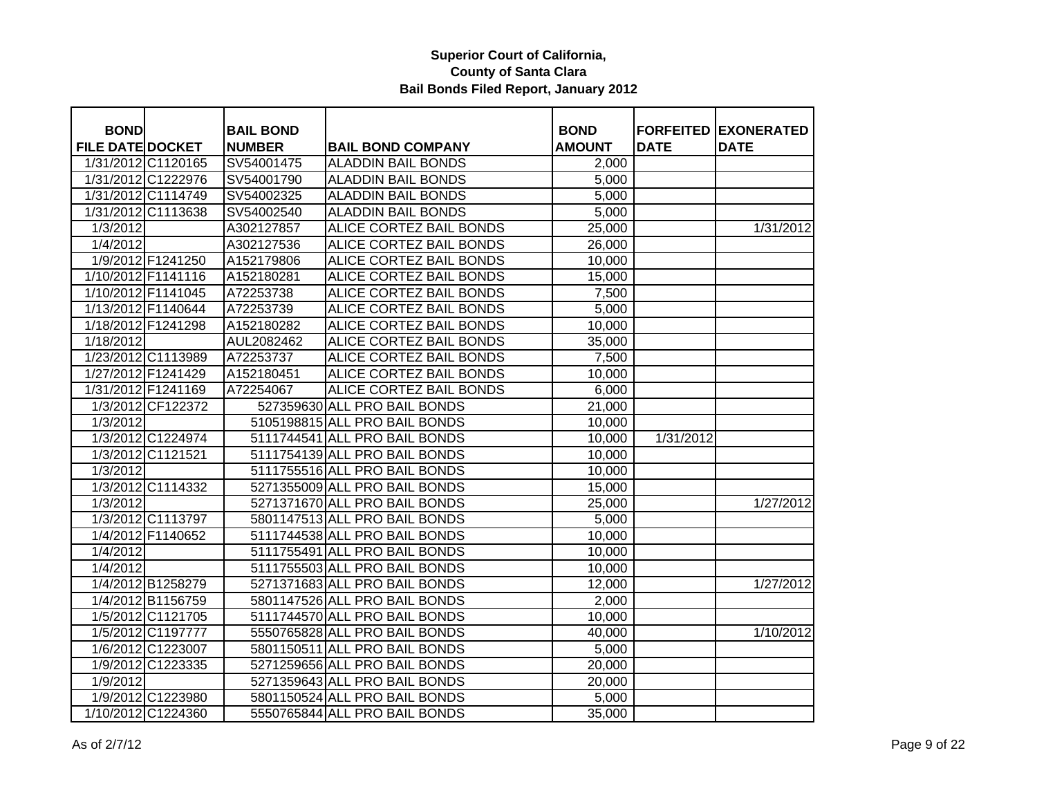**Superior Court of California, County of Santa Clara**
**Bail Bonds Filed Report, January 2012**

| BOND FILE DATE | DOCKET | BAIL BOND NUMBER | BAIL BOND COMPANY | BOND AMOUNT | FORFEITED DATE | EXONERATED DATE |
|---|---|---|---|---|---|---|
| 1/31/2012 | C1120165 | SV54001475 | ALADDIN BAIL BONDS | 2,000 | | |
| 1/31/2012 | C1222976 | SV54001790 | ALADDIN BAIL BONDS | 5,000 | | |
| 1/31/2012 | C1114749 | SV54002325 | ALADDIN BAIL BONDS | 5,000 | | |
| 1/31/2012 | C1113638 | SV54002540 | ALADDIN BAIL BONDS | 5,000 | | |
| 1/3/2012 | | A302127857 | ALICE CORTEZ BAIL BONDS | 25,000 | | 1/31/2012 |
| 1/4/2012 | | A302127536 | ALICE CORTEZ BAIL BONDS | 26,000 | | |
| 1/9/2012 | F1241250 | A152179806 | ALICE CORTEZ BAIL BONDS | 10,000 | | |
| 1/10/2012 | F1141116 | A152180281 | ALICE CORTEZ BAIL BONDS | 15,000 | | |
| 1/10/2012 | F1141045 | A72253738 | ALICE CORTEZ BAIL BONDS | 7,500 | | |
| 1/13/2012 | F1140644 | A72253739 | ALICE CORTEZ BAIL BONDS | 5,000 | | |
| 1/18/2012 | F1241298 | A152180282 | ALICE CORTEZ BAIL BONDS | 10,000 | | |
| 1/18/2012 | | AUL2082462 | ALICE CORTEZ BAIL BONDS | 35,000 | | |
| 1/23/2012 | C1113989 | A72253737 | ALICE CORTEZ BAIL BONDS | 7,500 | | |
| 1/27/2012 | F1241429 | A152180451 | ALICE CORTEZ BAIL BONDS | 10,000 | | |
| 1/31/2012 | F1241169 | A72254067 | ALICE CORTEZ BAIL BONDS | 6,000 | | |
| 1/3/2012 | CF122372 | 527359630 | ALL PRO BAIL BONDS | 21,000 | | |
| 1/3/2012 | | 5105198815 | ALL PRO BAIL BONDS | 10,000 | | |
| 1/3/2012 | C1224974 | 5111744541 | ALL PRO BAIL BONDS | 10,000 | 1/31/2012 | |
| 1/3/2012 | C1121521 | 5111754139 | ALL PRO BAIL BONDS | 10,000 | | |
| 1/3/2012 | | 5111755516 | ALL PRO BAIL BONDS | 10,000 | | |
| 1/3/2012 | C1114332 | 5271355009 | ALL PRO BAIL BONDS | 15,000 | | |
| 1/3/2012 | | 5271371670 | ALL PRO BAIL BONDS | 25,000 | | 1/27/2012 |
| 1/3/2012 | C1113797 | 5801147513 | ALL PRO BAIL BONDS | 5,000 | | |
| 1/4/2012 | F1140652 | 5111744538 | ALL PRO BAIL BONDS | 10,000 | | |
| 1/4/2012 | | 5111755491 | ALL PRO BAIL BONDS | 10,000 | | |
| 1/4/2012 | | 5111755503 | ALL PRO BAIL BONDS | 10,000 | | |
| 1/4/2012 | B1258279 | 5271371683 | ALL PRO BAIL BONDS | 12,000 | | 1/27/2012 |
| 1/4/2012 | B1156759 | 5801147526 | ALL PRO BAIL BONDS | 2,000 | | |
| 1/5/2012 | C1121705 | 5111744570 | ALL PRO BAIL BONDS | 10,000 | | |
| 1/5/2012 | C1197777 | 5550765828 | ALL PRO BAIL BONDS | 40,000 | | 1/10/2012 |
| 1/6/2012 | C1223007 | 5801150511 | ALL PRO BAIL BONDS | 5,000 | | |
| 1/9/2012 | C1223335 | 5271259656 | ALL PRO BAIL BONDS | 20,000 | | |
| 1/9/2012 | | 5271359643 | ALL PRO BAIL BONDS | 20,000 | | |
| 1/9/2012 | C1223980 | 5801150524 | ALL PRO BAIL BONDS | 5,000 | | |
| 1/10/2012 | C1224360 | 5550765844 | ALL PRO BAIL BONDS | 35,000 | | |

As of 2/7/12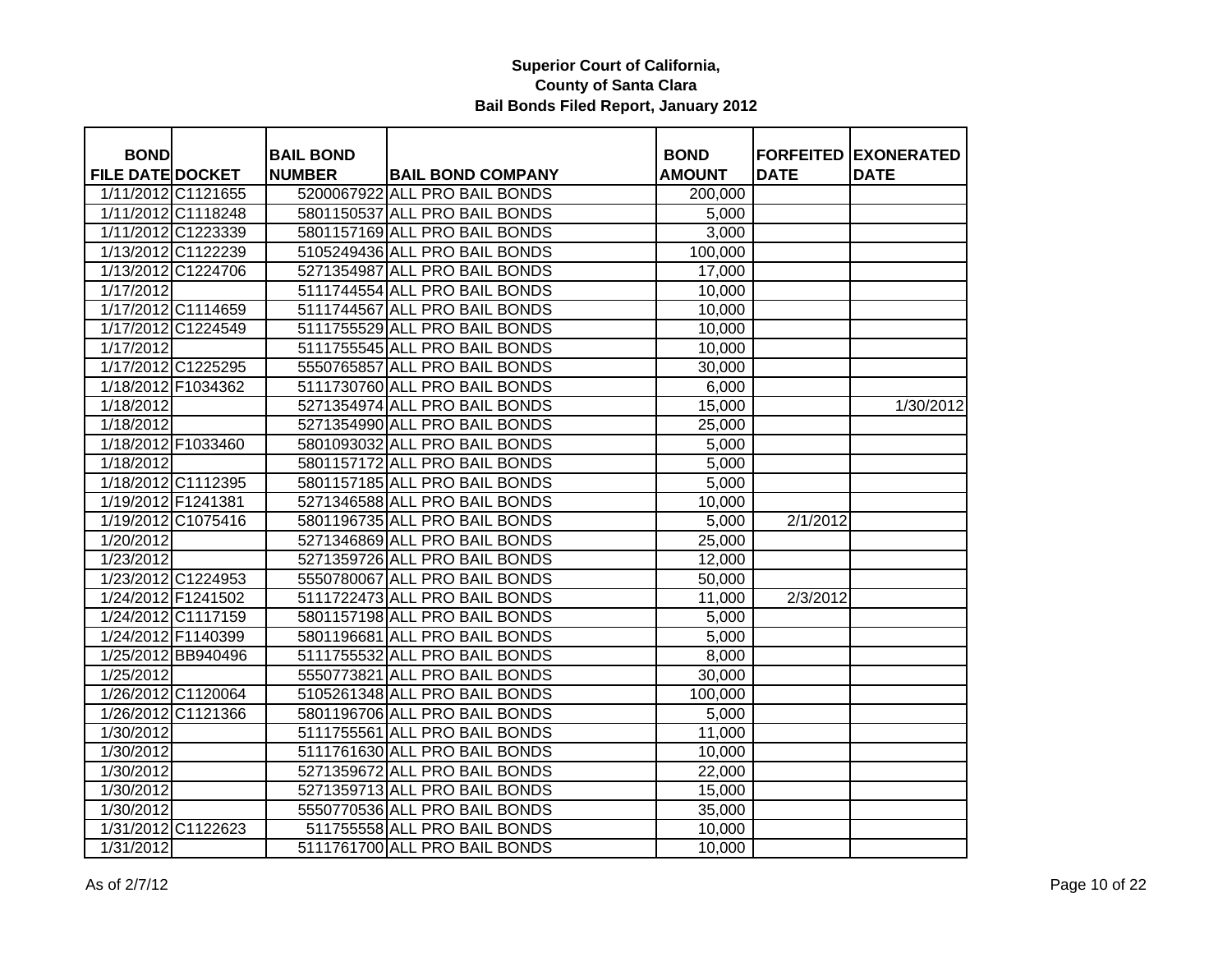# Superior Court of California, County of Santa Clara

## Bail Bonds Filed Report, January 2012

| BOND FILE DATE | DOCKET | BAIL BOND NUMBER | BAIL BOND COMPANY | BOND AMOUNT | FORFEITED DATE | EXONERATED DATE |
|---|---|---|---|---|---|---|
| 1/11/2012 | C1121655 | 5200067922 | ALL PRO BAIL BONDS | 200,000 | | |
| 1/11/2012 | C1118248 | 5801150537 | ALL PRO BAIL BONDS | 5,000 | | |
| 1/11/2012 | C1223339 | 5801157169 | ALL PRO BAIL BONDS | 3,000 | | |
| 1/13/2012 | C1122239 | 5105249436 | ALL PRO BAIL BONDS | 100,000 | | |
| 1/13/2012 | C1224706 | 5271354987 | ALL PRO BAIL BONDS | 17,000 | | |
| 1/17/2012 | | 5111744554 | ALL PRO BAIL BONDS | 10,000 | | |
| 1/17/2012 | C1114659 | 5111744567 | ALL PRO BAIL BONDS | 10,000 | | |
| 1/17/2012 | C1224549 | 5111755529 | ALL PRO BAIL BONDS | 10,000 | | |
| 1/17/2012 | | 5111755545 | ALL PRO BAIL BONDS | 10,000 | | |
| 1/17/2012 | C1225295 | 5550765857 | ALL PRO BAIL BONDS | 30,000 | | |
| 1/18/2012 | F1034362 | 5111730760 | ALL PRO BAIL BONDS | 6,000 | | |
| 1/18/2012 | | 5271354974 | ALL PRO BAIL BONDS | 15,000 | | 1/30/2012 |
| 1/18/2012 | | 5271354990 | ALL PRO BAIL BONDS | 25,000 | | |
| 1/18/2012 | F1033460 | 5801093032 | ALL PRO BAIL BONDS | 5,000 | | |
| 1/18/2012 | | 5801157172 | ALL PRO BAIL BONDS | 5,000 | | |
| 1/18/2012 | C1112395 | 5801157185 | ALL PRO BAIL BONDS | 5,000 | | |
| 1/19/2012 | F1241381 | 5271346588 | ALL PRO BAIL BONDS | 10,000 | | |
| 1/19/2012 | C1075416 | 5801196735 | ALL PRO BAIL BONDS | 5,000 | 2/1/2012 | |
| 1/20/2012 | | 5271346869 | ALL PRO BAIL BONDS | 25,000 | | |
| 1/23/2012 | | 5271359726 | ALL PRO BAIL BONDS | 12,000 | | |
| 1/23/2012 | C1224953 | 5550780067 | ALL PRO BAIL BONDS | 50,000 | | |
| 1/24/2012 | F1241502 | 5111722473 | ALL PRO BAIL BONDS | 11,000 | 2/3/2012 | |
| 1/24/2012 | C1117159 | 5801157198 | ALL PRO BAIL BONDS | 5,000 | | |
| 1/24/2012 | F1140399 | 5801196681 | ALL PRO BAIL BONDS | 5,000 | | |
| 1/25/2012 | BB940496 | 5111755532 | ALL PRO BAIL BONDS | 8,000 | | |
| 1/25/2012 | | 5550773821 | ALL PRO BAIL BONDS | 30,000 | | |
| 1/26/2012 | C1120064 | 5105261348 | ALL PRO BAIL BONDS | 100,000 | | |
| 1/26/2012 | C1121366 | 5801196706 | ALL PRO BAIL BONDS | 5,000 | | |
| 1/30/2012 | | 5111755561 | ALL PRO BAIL BONDS | 11,000 | | |
| 1/30/2012 | | 5111761630 | ALL PRO BAIL BONDS | 10,000 | | |
| 1/30/2012 | | 5271359672 | ALL PRO BAIL BONDS | 22,000 | | |
| 1/30/2012 | | 5271359713 | ALL PRO BAIL BONDS | 15,000 | | |
| 1/30/2012 | | 5550770536 | ALL PRO BAIL BONDS | 35,000 | | |
| 1/31/2012 | C1122623 | 511755558 | ALL PRO BAIL BONDS | 10,000 | | |
| 1/31/2012 | | 5111761700 | ALL PRO BAIL BONDS | 10,000 | | |

As of 2/7/12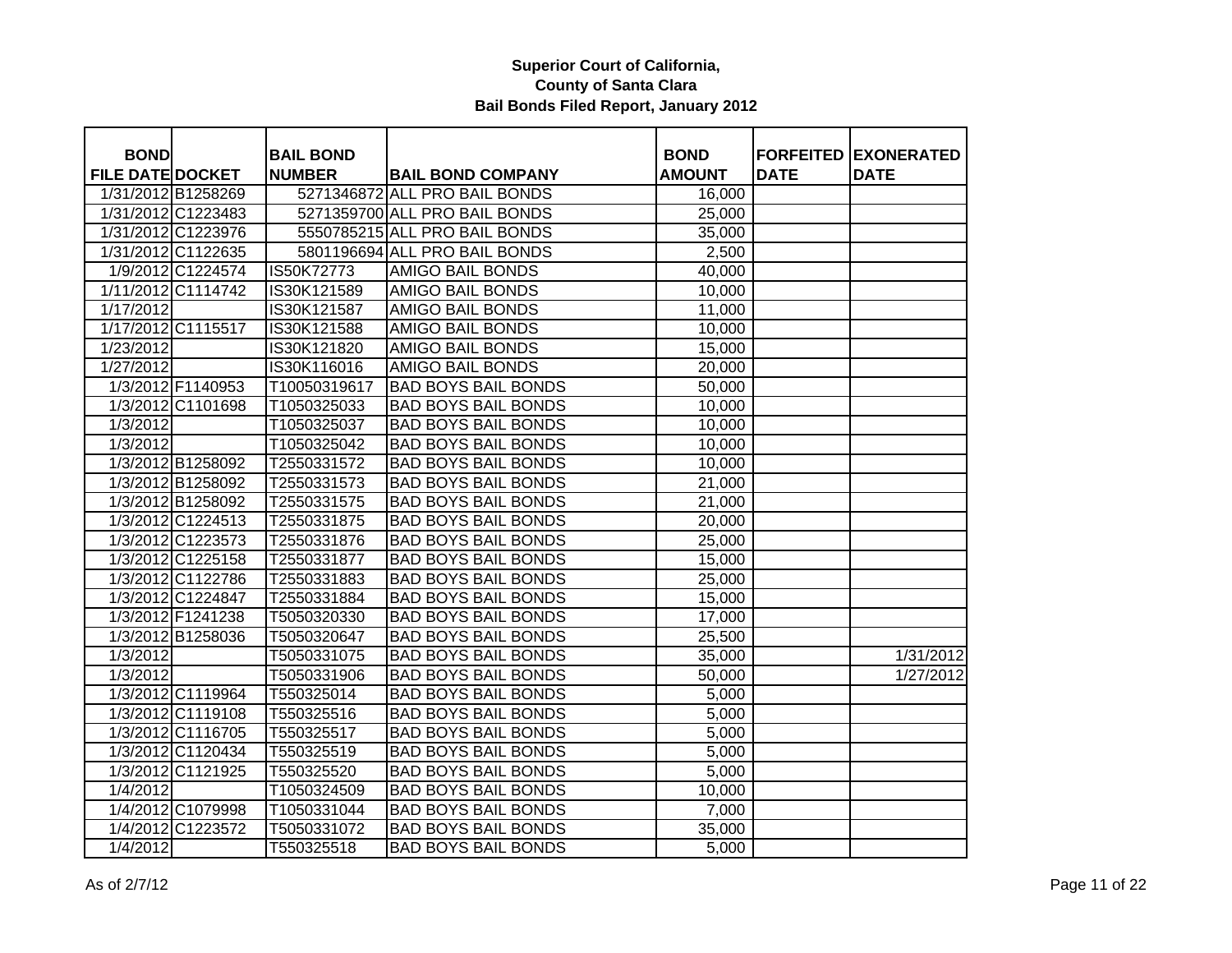**Superior Court of California,**
**County of Santa Clara**
**Bail Bonds Filed Report, January 2012**

| BOND FILE DATE | DOCKET | BAIL BOND NUMBER | BAIL BOND COMPANY | BOND AMOUNT | FORFEITED DATE | EXONERATED DATE |
|---|---|---|---|---|---|---|
| 1/31/2012 | B1258269 | 5271346872 | ALL PRO BAIL BONDS | 16,000 | | |
| 1/31/2012 | C1223483 | 5271359700 | ALL PRO BAIL BONDS | 25,000 | | |
| 1/31/2012 | C1223976 | 5550785215 | ALL PRO BAIL BONDS | 35,000 | | |
| 1/31/2012 | C1122635 | 5801196694 | ALL PRO BAIL BONDS | 2,500 | | |
| 1/9/2012 | C1224574 | IS50K72773 | AMIGO BAIL BONDS | 40,000 | | |
| 1/11/2012 | C1114742 | IS30K121589 | AMIGO BAIL BONDS | 10,000 | | |
| 1/17/2012 | | IS30K121587 | AMIGO BAIL BONDS | 11,000 | | |
| 1/17/2012 | C1115517 | IS30K121588 | AMIGO BAIL BONDS | 10,000 | | |
| 1/23/2012 | | IS30K121820 | AMIGO BAIL BONDS | 15,000 | | |
| 1/27/2012 | | IS30K116016 | AMIGO BAIL BONDS | 20,000 | | |
| 1/3/2012 | F1140953 | T10050319617 | BAD BOYS BAIL BONDS | 50,000 | | |
| 1/3/2012 | C1101698 | T1050325033 | BAD BOYS BAIL BONDS | 10,000 | | |
| 1/3/2012 | | T1050325037 | BAD BOYS BAIL BONDS | 10,000 | | |
| 1/3/2012 | | T1050325042 | BAD BOYS BAIL BONDS | 10,000 | | |
| 1/3/2012 | B1258092 | T2550331572 | BAD BOYS BAIL BONDS | 10,000 | | |
| 1/3/2012 | B1258092 | T2550331573 | BAD BOYS BAIL BONDS | 21,000 | | |
| 1/3/2012 | B1258092 | T2550331575 | BAD BOYS BAIL BONDS | 21,000 | | |
| 1/3/2012 | C1224513 | T2550331875 | BAD BOYS BAIL BONDS | 20,000 | | |
| 1/3/2012 | C1223573 | T2550331876 | BAD BOYS BAIL BONDS | 25,000 | | |
| 1/3/2012 | C1225158 | T2550331877 | BAD BOYS BAIL BONDS | 15,000 | | |
| 1/3/2012 | C1122786 | T2550331883 | BAD BOYS BAIL BONDS | 25,000 | | |
| 1/3/2012 | C1224847 | T2550331884 | BAD BOYS BAIL BONDS | 15,000 | | |
| 1/3/2012 | F1241238 | T5050320330 | BAD BOYS BAIL BONDS | 17,000 | | |
| 1/3/2012 | B1258036 | T5050320647 | BAD BOYS BAIL BONDS | 25,500 | | |
| 1/3/2012 | | T5050331075 | BAD BOYS BAIL BONDS | 35,000 | | 1/31/2012 |
| 1/3/2012 | | T5050331906 | BAD BOYS BAIL BONDS | 50,000 | | 1/27/2012 |
| 1/3/2012 | C1119964 | T550325014 | BAD BOYS BAIL BONDS | 5,000 | | |
| 1/3/2012 | C1119108 | T550325516 | BAD BOYS BAIL BONDS | 5,000 | | |
| 1/3/2012 | C1116705 | T550325517 | BAD BOYS BAIL BONDS | 5,000 | | |
| 1/3/2012 | C1120434 | T550325519 | BAD BOYS BAIL BONDS | 5,000 | | |
| 1/3/2012 | C1121925 | T550325520 | BAD BOYS BAIL BONDS | 5,000 | | |
| 1/4/2012 | | T1050324509 | BAD BOYS BAIL BONDS | 10,000 | | |
| 1/4/2012 | C1079998 | T1050331044 | BAD BOYS BAIL BONDS | 7,000 | | |
| 1/4/2012 | C1223572 | T5050331072 | BAD BOYS BAIL BONDS | 35,000 | | |
| 1/4/2012 | | T550325518 | BAD BOYS BAIL BONDS | 5,000 | | |

As of 2/7/12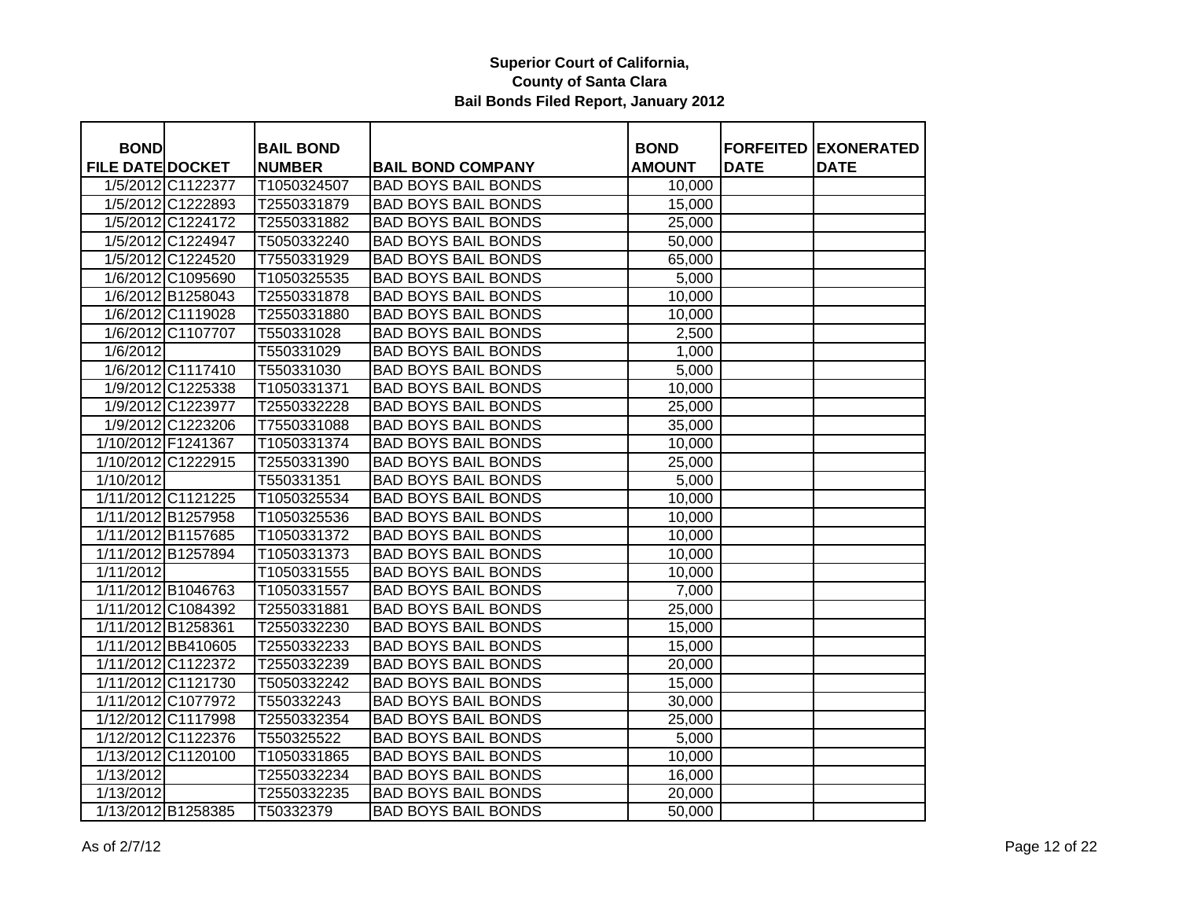**Superior Court of California,**
**County of Santa Clara**
**Bail Bonds Filed Report, January 2012**

| BOND FILE DATE | DOCKET | BAIL BOND NUMBER | BAIL BOND COMPANY | BOND AMOUNT | FORFEITED DATE | EXONERATED DATE |
|---|---|---|---|---|---|---|
| 1/5/2012 | C1122377 | T1050324507 | BAD BOYS BAIL BONDS | 10,000 | | |
| 1/5/2012 | C1222893 | T2550331879 | BAD BOYS BAIL BONDS | 15,000 | | |
| 1/5/2012 | C1224172 | T2550331882 | BAD BOYS BAIL BONDS | 25,000 | | |
| 1/5/2012 | C1224947 | T5050332240 | BAD BOYS BAIL BONDS | 50,000 | | |
| 1/5/2012 | C1224520 | T7550331929 | BAD BOYS BAIL BONDS | 65,000 | | |
| 1/6/2012 | C1095690 | T1050325535 | BAD BOYS BAIL BONDS | 5,000 | | |
| 1/6/2012 | B1258043 | T2550331878 | BAD BOYS BAIL BONDS | 10,000 | | |
| 1/6/2012 | C1119028 | T2550331880 | BAD BOYS BAIL BONDS | 10,000 | | |
| 1/6/2012 | C1107707 | T550331028 | BAD BOYS BAIL BONDS | 2,500 | | |
| 1/6/2012 | | T550331029 | BAD BOYS BAIL BONDS | 1,000 | | |
| 1/6/2012 | C1117410 | T550331030 | BAD BOYS BAIL BONDS | 5,000 | | |
| 1/9/2012 | C1225338 | T1050331371 | BAD BOYS BAIL BONDS | 10,000 | | |
| 1/9/2012 | C1223977 | T2550332228 | BAD BOYS BAIL BONDS | 25,000 | | |
| 1/9/2012 | C1223206 | T7550331088 | BAD BOYS BAIL BONDS | 35,000 | | |
| 1/10/2012 | F1241367 | T1050331374 | BAD BOYS BAIL BONDS | 10,000 | | |
| 1/10/2012 | C1222915 | T2550331390 | BAD BOYS BAIL BONDS | 25,000 | | |
| 1/10/2012 | | T550331351 | BAD BOYS BAIL BONDS | 5,000 | | |
| 1/11/2012 | C1121225 | T1050325534 | BAD BOYS BAIL BONDS | 10,000 | | |
| 1/11/2012 | B1257958 | T1050325536 | BAD BOYS BAIL BONDS | 10,000 | | |
| 1/11/2012 | B1157685 | T1050331372 | BAD BOYS BAIL BONDS | 10,000 | | |
| 1/11/2012 | B1257894 | T1050331373 | BAD BOYS BAIL BONDS | 10,000 | | |
| 1/11/2012 | | T1050331555 | BAD BOYS BAIL BONDS | 10,000 | | |
| 1/11/2012 | B1046763 | T1050331557 | BAD BOYS BAIL BONDS | 7,000 | | |
| 1/11/2012 | C1084392 | T2550331881 | BAD BOYS BAIL BONDS | 25,000 | | |
| 1/11/2012 | B1258361 | T2550332230 | BAD BOYS BAIL BONDS | 15,000 | | |
| 1/11/2012 | BB410605 | T2550332233 | BAD BOYS BAIL BONDS | 15,000 | | |
| 1/11/2012 | C1122372 | T2550332239 | BAD BOYS BAIL BONDS | 20,000 | | |
| 1/11/2012 | C1121730 | T5050332242 | BAD BOYS BAIL BONDS | 15,000 | | |
| 1/11/2012 | C1077972 | T550332243 | BAD BOYS BAIL BONDS | 30,000 | | |
| 1/12/2012 | C1117998 | T2550332354 | BAD BOYS BAIL BONDS | 25,000 | | |
| 1/12/2012 | C1122376 | T550325522 | BAD BOYS BAIL BONDS | 5,000 | | |
| 1/13/2012 | C1120100 | T1050331865 | BAD BOYS BAIL BONDS | 10,000 | | |
| 1/13/2012 | | T2550332234 | BAD BOYS BAIL BONDS | 16,000 | | |
| 1/13/2012 | | T2550332235 | BAD BOYS BAIL BONDS | 20,000 | | |
| 1/13/2012 | B1258385 | T50332379 | BAD BOYS BAIL BONDS | 50,000 | | |

As of 2/7/12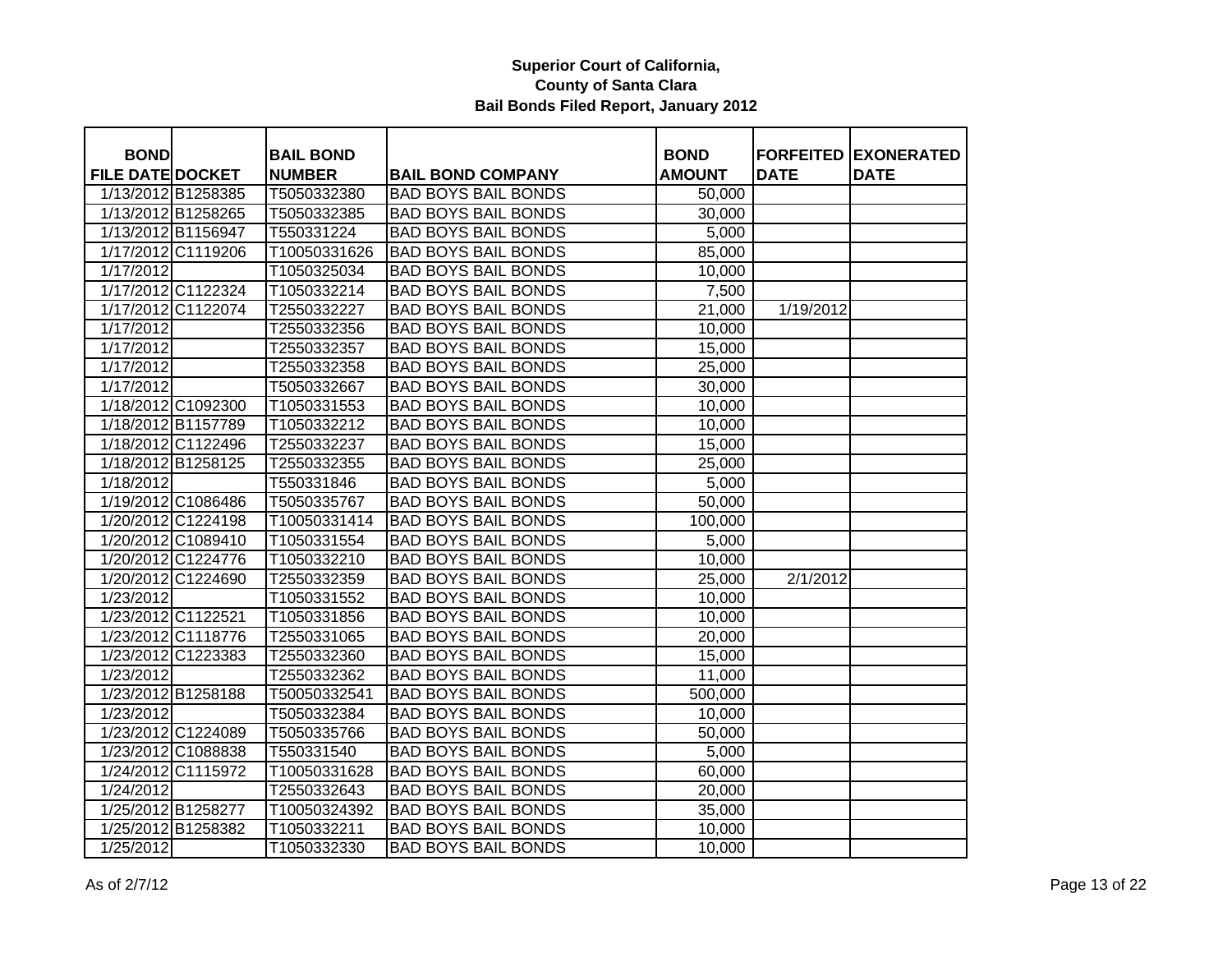**Superior Court of California, County of Santa Clara Bail Bonds Filed Report, January 2012**

| BOND FILE DATE | DOCKET | BAIL BOND NUMBER | BAIL BOND COMPANY | BOND AMOUNT | FORFEITED DATE | EXONERATED DATE |
|---|---|---|---|---|---|---|
| 1/13/2012 | B1258385 | T5050332380 | BAD BOYS BAIL BONDS | 50,000 | | |
| 1/13/2012 | B1258265 | T5050332385 | BAD BOYS BAIL BONDS | 30,000 | | |
| 1/13/2012 | B1156947 | T550331224 | BAD BOYS BAIL BONDS | 5,000 | | |
| 1/17/2012 | C1119206 | T10050331626 | BAD BOYS BAIL BONDS | 85,000 | | |
| 1/17/2012 | | T1050325034 | BAD BOYS BAIL BONDS | 10,000 | | |
| 1/17/2012 | C1122324 | T1050332214 | BAD BOYS BAIL BONDS | 7,500 | | |
| 1/17/2012 | C1122074 | T2550332227 | BAD BOYS BAIL BONDS | 21,000 | 1/19/2012 | |
| 1/17/2012 | | T2550332356 | BAD BOYS BAIL BONDS | 10,000 | | |
| 1/17/2012 | | T2550332357 | BAD BOYS BAIL BONDS | 15,000 | | |
| 1/17/2012 | | T2550332358 | BAD BOYS BAIL BONDS | 25,000 | | |
| 1/17/2012 | | T5050332667 | BAD BOYS BAIL BONDS | 30,000 | | |
| 1/18/2012 | C1092300 | T1050331553 | BAD BOYS BAIL BONDS | 10,000 | | |
| 1/18/2012 | B1157789 | T1050332212 | BAD BOYS BAIL BONDS | 10,000 | | |
| 1/18/2012 | C1122496 | T2550332237 | BAD BOYS BAIL BONDS | 15,000 | | |
| 1/18/2012 | B1258125 | T2550332355 | BAD BOYS BAIL BONDS | 25,000 | | |
| 1/18/2012 | | T550331846 | BAD BOYS BAIL BONDS | 5,000 | | |
| 1/19/2012 | C1086486 | T5050335767 | BAD BOYS BAIL BONDS | 50,000 | | |
| 1/20/2012 | C1224198 | T10050331414 | BAD BOYS BAIL BONDS | 100,000 | | |
| 1/20/2012 | C1089410 | T1050331554 | BAD BOYS BAIL BONDS | 5,000 | | |
| 1/20/2012 | C1224776 | T1050332210 | BAD BOYS BAIL BONDS | 10,000 | | |
| 1/20/2012 | C1224690 | T2550332359 | BAD BOYS BAIL BONDS | 25,000 | 2/1/2012 | |
| 1/23/2012 | | T1050331552 | BAD BOYS BAIL BONDS | 10,000 | | |
| 1/23/2012 | C1122521 | T1050331856 | BAD BOYS BAIL BONDS | 10,000 | | |
| 1/23/2012 | C1118776 | T2550331065 | BAD BOYS BAIL BONDS | 20,000 | | |
| 1/23/2012 | C1223383 | T2550332360 | BAD BOYS BAIL BONDS | 15,000 | | |
| 1/23/2012 | | T2550332362 | BAD BOYS BAIL BONDS | 11,000 | | |
| 1/23/2012 | B1258188 | T50050332541 | BAD BOYS BAIL BONDS | 500,000 | | |
| 1/23/2012 | | T5050332384 | BAD BOYS BAIL BONDS | 10,000 | | |
| 1/23/2012 | C1224089 | T5050335766 | BAD BOYS BAIL BONDS | 50,000 | | |
| 1/23/2012 | C1088838 | T550331540 | BAD BOYS BAIL BONDS | 5,000 | | |
| 1/24/2012 | C1115972 | T10050331628 | BAD BOYS BAIL BONDS | 60,000 | | |
| 1/24/2012 | | T2550332643 | BAD BOYS BAIL BONDS | 20,000 | | |
| 1/25/2012 | B1258277 | T10050324392 | BAD BOYS BAIL BONDS | 35,000 | | |
| 1/25/2012 | B1258382 | T1050332211 | BAD BOYS BAIL BONDS | 10,000 | | |
| 1/25/2012 | | T1050332330 | BAD BOYS BAIL BONDS | 10,000 | | |

As of 2/7/12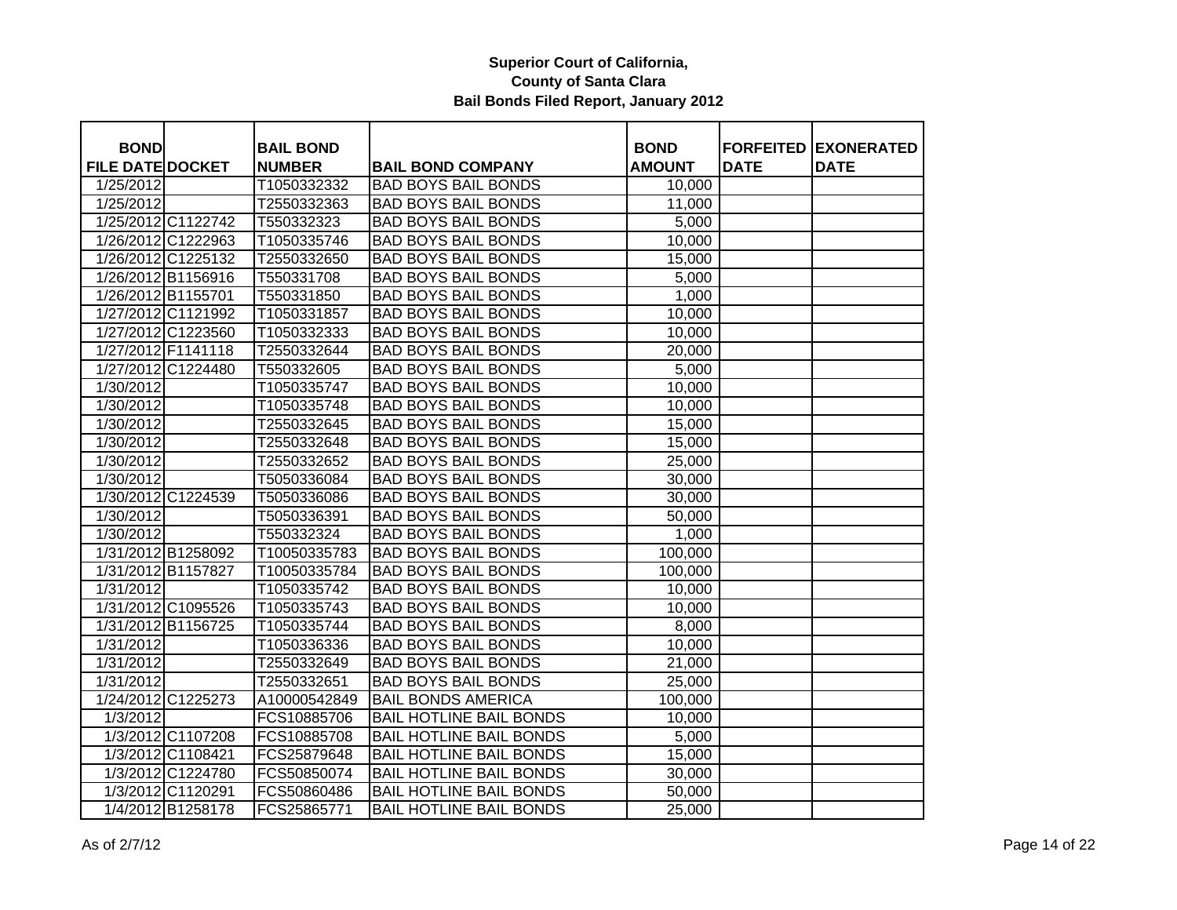# Superior Court of California, County of Santa Clara

## Bail Bonds Filed Report, January 2012

| BOND FILE DATE | DOCKET | BAIL BOND NUMBER | BAIL BOND COMPANY | BOND AMOUNT | FORFEITED DATE | EXONERATED DATE |
|---|---|---|---|---|---|---|
| 1/25/2012 | | T1050332332 | BAD BOYS BAIL BONDS | 10,000 | | |
| 1/25/2012 | | T2550332363 | BAD BOYS BAIL BONDS | 11,000 | | |
| 1/25/2012 | C1122742 | T550332323 | BAD BOYS BAIL BONDS | 5,000 | | |
| 1/26/2012 | C1222963 | T1050335746 | BAD BOYS BAIL BONDS | 10,000 | | |
| 1/26/2012 | C1225132 | T2550332650 | BAD BOYS BAIL BONDS | 15,000 | | |
| 1/26/2012 | B1156916 | T550331708 | BAD BOYS BAIL BONDS | 5,000 | | |
| 1/26/2012 | B1155701 | T550331850 | BAD BOYS BAIL BONDS | 1,000 | | |
| 1/27/2012 | C1121992 | T1050331857 | BAD BOYS BAIL BONDS | 10,000 | | |
| 1/27/2012 | C1223560 | T1050332333 | BAD BOYS BAIL BONDS | 10,000 | | |
| 1/27/2012 | F1141118 | T2550332644 | BAD BOYS BAIL BONDS | 20,000 | | |
| 1/27/2012 | C1224480 | T550332605 | BAD BOYS BAIL BONDS | 5,000 | | |
| 1/30/2012 | | T1050335747 | BAD BOYS BAIL BONDS | 10,000 | | |
| 1/30/2012 | | T1050335748 | BAD BOYS BAIL BONDS | 10,000 | | |
| 1/30/2012 | | T2550332645 | BAD BOYS BAIL BONDS | 15,000 | | |
| 1/30/2012 | | T2550332648 | BAD BOYS BAIL BONDS | 15,000 | | |
| 1/30/2012 | | T2550332652 | BAD BOYS BAIL BONDS | 25,000 | | |
| 1/30/2012 | | T5050336084 | BAD BOYS BAIL BONDS | 30,000 | | |
| 1/30/2012 | C1224539 | T5050336086 | BAD BOYS BAIL BONDS | 30,000 | | |
| 1/30/2012 | | T5050336391 | BAD BOYS BAIL BONDS | 50,000 | | |
| 1/30/2012 | | T550332324 | BAD BOYS BAIL BONDS | 1,000 | | |
| 1/31/2012 | B1258092 | T10050335783 | BAD BOYS BAIL BONDS | 100,000 | | |
| 1/31/2012 | B1157827 | T10050335784 | BAD BOYS BAIL BONDS | 100,000 | | |
| 1/31/2012 | | T1050335742 | BAD BOYS BAIL BONDS | 10,000 | | |
| 1/31/2012 | C1095526 | T1050335743 | BAD BOYS BAIL BONDS | 10,000 | | |
| 1/31/2012 | B1156725 | T1050335744 | BAD BOYS BAIL BONDS | 8,000 | | |
| 1/31/2012 | | T1050336336 | BAD BOYS BAIL BONDS | 10,000 | | |
| 1/31/2012 | | T2550332649 | BAD BOYS BAIL BONDS | 21,000 | | |
| 1/31/2012 | | T2550332651 | BAD BOYS BAIL BONDS | 25,000 | | |
| 1/24/2012 | C1225273 | A10000542849 | BAIL BONDS AMERICA | 100,000 | | |
| 1/3/2012 | | FCS10885706 | BAIL HOTLINE BAIL BONDS | 10,000 | | |
| 1/3/2012 | C1107208 | FCS10885708 | BAIL HOTLINE BAIL BONDS | 5,000 | | |
| 1/3/2012 | C1108421 | FCS25879648 | BAIL HOTLINE BAIL BONDS | 15,000 | | |
| 1/3/2012 | C1224780 | FCS50850074 | BAIL HOTLINE BAIL BONDS | 30,000 | | |
| 1/3/2012 | C1120291 | FCS50860486 | BAIL HOTLINE BAIL BONDS | 50,000 | | |
| 1/4/2012 | B1258178 | FCS25865771 | BAIL HOTLINE BAIL BONDS | 25,000 | | |

As of 2/7/12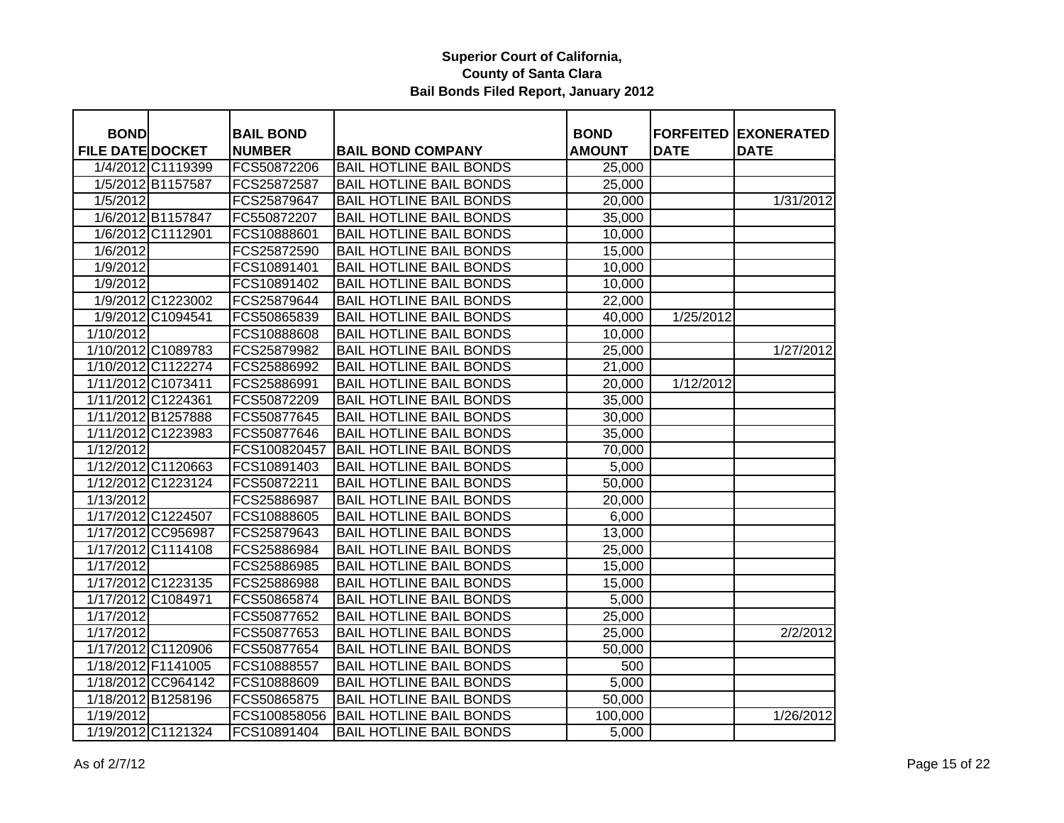# Superior Court of California, County of Santa Clara

## Bail Bonds Filed Report, January 2012

| BOND FILE DATE | DOCKET | BAIL BOND NUMBER | BAIL BOND COMPANY | BOND AMOUNT | FORFEITED DATE | EXONERATED DATE |
|---|---|---|---|---|---|---|
| 1/4/2012 | C1119399 | FCS50872206 | BAIL HOTLINE BAIL BONDS | 25,000 | | |
| 1/5/2012 | B1157587 | FCS25872587 | BAIL HOTLINE BAIL BONDS | 25,000 | | |
| 1/5/2012 | | FCS25879647 | BAIL HOTLINE BAIL BONDS | 20,000 | | 1/31/2012 |
| 1/6/2012 | B1157847 | FC550872207 | BAIL HOTLINE BAIL BONDS | 35,000 | | |
| 1/6/2012 | C1112901 | FCS10888601 | BAIL HOTLINE BAIL BONDS | 10,000 | | |
| 1/6/2012 | | FCS25872590 | BAIL HOTLINE BAIL BONDS | 15,000 | | |
| 1/9/2012 | | FCS10891401 | BAIL HOTLINE BAIL BONDS | 10,000 | | |
| 1/9/2012 | | FCS10891402 | BAIL HOTLINE BAIL BONDS | 10,000 | | |
| 1/9/2012 | C1223002 | FCS25879644 | BAIL HOTLINE BAIL BONDS | 22,000 | | |
| 1/9/2012 | C1094541 | FCS50865839 | BAIL HOTLINE BAIL BONDS | 40,000 | 1/25/2012 | |
| 1/10/2012 | | FCS10888608 | BAIL HOTLINE BAIL BONDS | 10,000 | | |
| 1/10/2012 | C1089783 | FCS25879982 | BAIL HOTLINE BAIL BONDS | 25,000 | | 1/27/2012 |
| 1/10/2012 | C1122274 | FCS25886992 | BAIL HOTLINE BAIL BONDS | 21,000 | | |
| 1/11/2012 | C1073411 | FCS25886991 | BAIL HOTLINE BAIL BONDS | 20,000 | 1/12/2012 | |
| 1/11/2012 | C1224361 | FCS50872209 | BAIL HOTLINE BAIL BONDS | 35,000 | | |
| 1/11/2012 | B1257888 | FCS50877645 | BAIL HOTLINE BAIL BONDS | 30,000 | | |
| 1/11/2012 | C1223983 | FCS50877646 | BAIL HOTLINE BAIL BONDS | 35,000 | | |
| 1/12/2012 | | FCS100820457 | BAIL HOTLINE BAIL BONDS | 70,000 | | |
| 1/12/2012 | C1120663 | FCS10891403 | BAIL HOTLINE BAIL BONDS | 5,000 | | |
| 1/12/2012 | C1223124 | FCS50872211 | BAIL HOTLINE BAIL BONDS | 50,000 | | |
| 1/13/2012 | | FCS25886987 | BAIL HOTLINE BAIL BONDS | 20,000 | | |
| 1/17/2012 | C1224507 | FCS10888605 | BAIL HOTLINE BAIL BONDS | 6,000 | | |
| 1/17/2012 | CC956987 | FCS25879643 | BAIL HOTLINE BAIL BONDS | 13,000 | | |
| 1/17/2012 | C1114108 | FCS25886984 | BAIL HOTLINE BAIL BONDS | 25,000 | | |
| 1/17/2012 | | FCS25886985 | BAIL HOTLINE BAIL BONDS | 15,000 | | |
| 1/17/2012 | C1223135 | FCS25886988 | BAIL HOTLINE BAIL BONDS | 15,000 | | |
| 1/17/2012 | C1084971 | FCS50865874 | BAIL HOTLINE BAIL BONDS | 5,000 | | |
| 1/17/2012 | | FCS50877652 | BAIL HOTLINE BAIL BONDS | 25,000 | | |
| 1/17/2012 | | FCS50877653 | BAIL HOTLINE BAIL BONDS | 25,000 | | 2/2/2012 |
| 1/17/2012 | C1120906 | FCS50877654 | BAIL HOTLINE BAIL BONDS | 50,000 | | |
| 1/18/2012 | F1141005 | FCS10888557 | BAIL HOTLINE BAIL BONDS | 500 | | |
| 1/18/2012 | CC964142 | FCS10888609 | BAIL HOTLINE BAIL BONDS | 5,000 | | |
| 1/18/2012 | B1258196 | FCS50865875 | BAIL HOTLINE BAIL BONDS | 50,000 | | |
| 1/19/2012 | | FCS100858056 | BAIL HOTLINE BAIL BONDS | 100,000 | | 1/26/2012 |
| 1/19/2012 | C1121324 | FCS10891404 | BAIL HOTLINE BAIL BONDS | 5,000 | | |

As of 2/7/12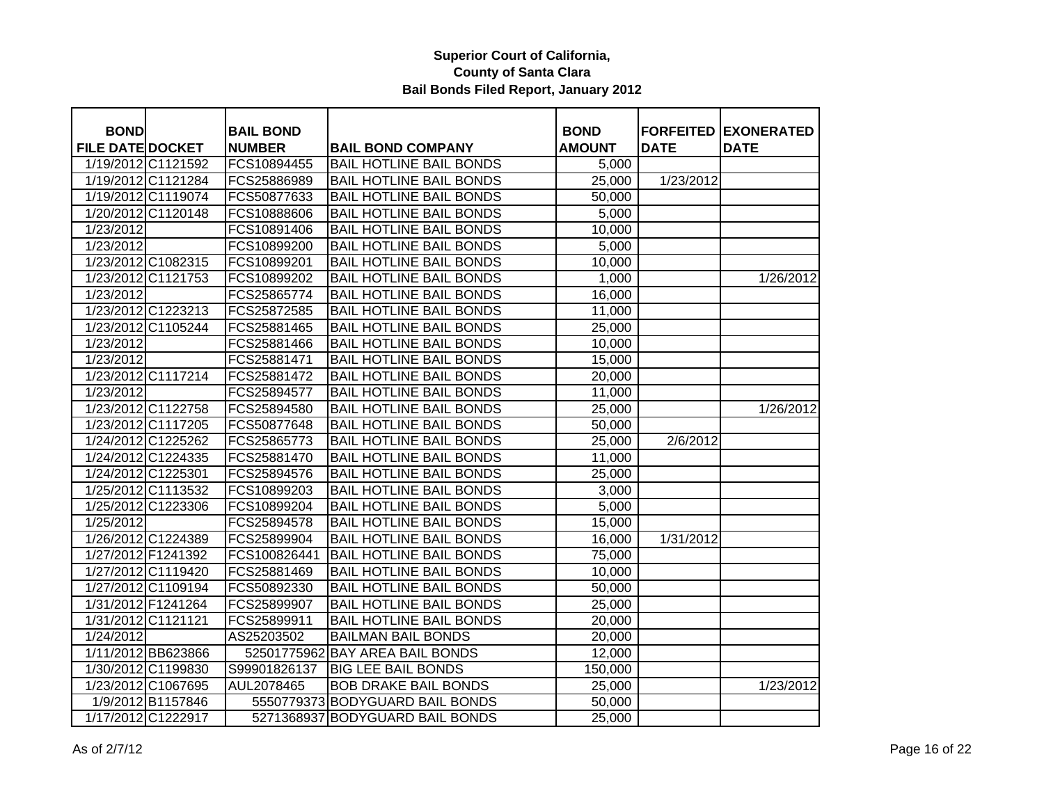**Superior Court of California,**
**County of Santa Clara**
**Bail Bonds Filed Report, January 2012**

| BOND FILE DATE | DOCKET | BAIL BOND NUMBER | BAIL BOND COMPANY | BOND AMOUNT | FORFEITED DATE | EXONERATED DATE |
|---|---|---|---|---|---|---|
| 1/19/2012 | C1121592 | FCS10894455 | BAIL HOTLINE BAIL BONDS | 5,000 | | |
| 1/19/2012 | C1121284 | FCS25886989 | BAIL HOTLINE BAIL BONDS | 25,000 | 1/23/2012 | |
| 1/19/2012 | C1119074 | FCS50877633 | BAIL HOTLINE BAIL BONDS | 50,000 | | |
| 1/20/2012 | C1120148 | FCS10888606 | BAIL HOTLINE BAIL BONDS | 5,000 | | |
| 1/23/2012 | | FCS10891406 | BAIL HOTLINE BAIL BONDS | 10,000 | | |
| 1/23/2012 | | FCS10899200 | BAIL HOTLINE BAIL BONDS | 5,000 | | |
| 1/23/2012 | C1082315 | FCS10899201 | BAIL HOTLINE BAIL BONDS | 10,000 | | |
| 1/23/2012 | C1121753 | FCS10899202 | BAIL HOTLINE BAIL BONDS | 1,000 | | 1/26/2012 |
| 1/23/2012 | | FCS25865774 | BAIL HOTLINE BAIL BONDS | 16,000 | | |
| 1/23/2012 | C1223213 | FCS25872585 | BAIL HOTLINE BAIL BONDS | 11,000 | | |
| 1/23/2012 | C1105244 | FCS25881465 | BAIL HOTLINE BAIL BONDS | 25,000 | | |
| 1/23/2012 | | FCS25881466 | BAIL HOTLINE BAIL BONDS | 10,000 | | |
| 1/23/2012 | | FCS25881471 | BAIL HOTLINE BAIL BONDS | 15,000 | | |
| 1/23/2012 | C1117214 | FCS25881472 | BAIL HOTLINE BAIL BONDS | 20,000 | | |
| 1/23/2012 | | FCS25894577 | BAIL HOTLINE BAIL BONDS | 11,000 | | |
| 1/23/2012 | C1122758 | FCS25894580 | BAIL HOTLINE BAIL BONDS | 25,000 | | 1/26/2012 |
| 1/23/2012 | C1117205 | FCS50877648 | BAIL HOTLINE BAIL BONDS | 50,000 | | |
| 1/24/2012 | C1225262 | FCS25865773 | BAIL HOTLINE BAIL BONDS | 25,000 | 2/6/2012 | |
| 1/24/2012 | C1224335 | FCS25881470 | BAIL HOTLINE BAIL BONDS | 11,000 | | |
| 1/24/2012 | C1225301 | FCS25894576 | BAIL HOTLINE BAIL BONDS | 25,000 | | |
| 1/25/2012 | C1113532 | FCS10899203 | BAIL HOTLINE BAIL BONDS | 3,000 | | |
| 1/25/2012 | C1223306 | FCS10899204 | BAIL HOTLINE BAIL BONDS | 5,000 | | |
| 1/25/2012 | | FCS25894578 | BAIL HOTLINE BAIL BONDS | 15,000 | | |
| 1/26/2012 | C1224389 | FCS25899904 | BAIL HOTLINE BAIL BONDS | 16,000 | 1/31/2012 | |
| 1/27/2012 | F1241392 | FCS100826441 | BAIL HOTLINE BAIL BONDS | 75,000 | | |
| 1/27/2012 | C1119420 | FCS25881469 | BAIL HOTLINE BAIL BONDS | 10,000 | | |
| 1/27/2012 | C1109194 | FCS50892330 | BAIL HOTLINE BAIL BONDS | 50,000 | | |
| 1/31/2012 | F1241264 | FCS25899907 | BAIL HOTLINE BAIL BONDS | 25,000 | | |
| 1/31/2012 | C1121121 | FCS25899911 | BAIL HOTLINE BAIL BONDS | 20,000 | | |
| 1/24/2012 | | AS25203502 | BAILMAN BAIL BONDS | 20,000 | | |
| 1/11/2012 | BB623866 | 52501775962 | BAY AREA BAIL BONDS | 12,000 | | |
| 1/30/2012 | C1199830 | S99901826137 | BIG LEE BAIL BONDS | 150,000 | | |
| 1/23/2012 | C1067695 | AUL2078465 | BOB DRAKE BAIL BONDS | 25,000 | | 1/23/2012 |
| 1/9/2012 | B1157846 | 5550779373 | BODYGUARD BAIL BONDS | 50,000 | | |
| 1/17/2012 | C1222917 | 5271368937 | BODYGUARD BAIL BONDS | 25,000 | | |

As of 2/7/12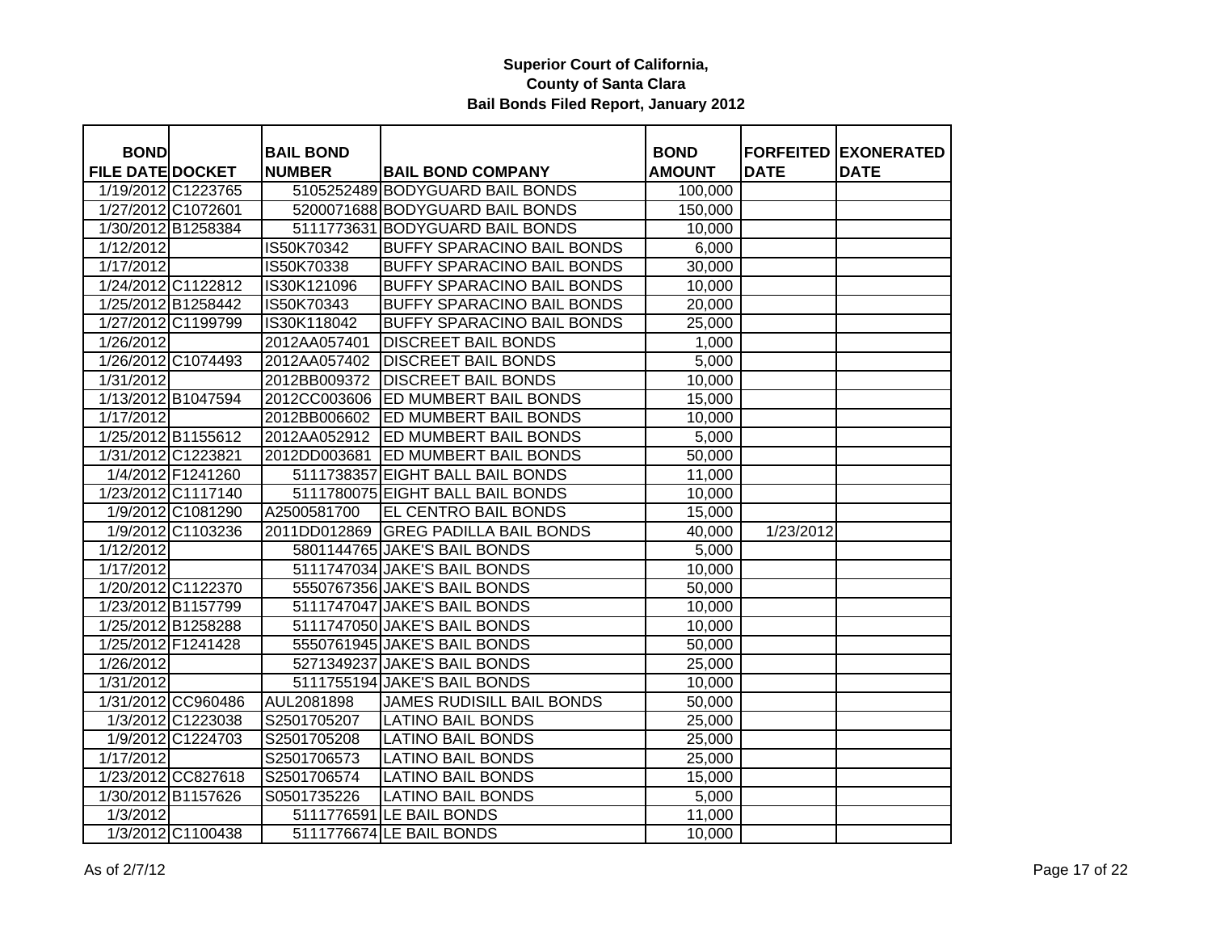**Superior Court of California,**
**County of Santa Clara**
**Bail Bonds Filed Report, January 2012**

| BOND FILE DATE | DOCKET | BAIL BOND NUMBER | BAIL BOND COMPANY | BOND AMOUNT | FORFEITED DATE | EXONERATED DATE |
|---|---|---|---|---|---|---|
| 1/19/2012 | C1223765 | 5105252489 | BODYGUARD BAIL BONDS | 100,000 | | |
| 1/27/2012 | C1072601 | 5200071688 | BODYGUARD BAIL BONDS | 150,000 | | |
| 1/30/2012 | B1258384 | 5111773631 | BODYGUARD BAIL BONDS | 10,000 | | |
| 1/12/2012 | | IS50K70342 | BUFFY SPARACINO BAIL BONDS | 6,000 | | |
| 1/17/2012 | | IS50K70338 | BUFFY SPARACINO BAIL BONDS | 30,000 | | |
| 1/24/2012 | C1122812 | IS30K121096 | BUFFY SPARACINO BAIL BONDS | 10,000 | | |
| 1/25/2012 | B1258442 | IS50K70343 | BUFFY SPARACINO BAIL BONDS | 20,000 | | |
| 1/27/2012 | C1199799 | IS30K118042 | BUFFY SPARACINO BAIL BONDS | 25,000 | | |
| 1/26/2012 | | 2012AA057401 | DISCREET BAIL BONDS | 1,000 | | |
| 1/26/2012 | C1074493 | 2012AA057402 | DISCREET BAIL BONDS | 5,000 | | |
| 1/31/2012 | | 2012BB009372 | DISCREET BAIL BONDS | 10,000 | | |
| 1/13/2012 | B1047594 | 2012CC003606 | ED MUMBERT BAIL BONDS | 15,000 | | |
| 1/17/2012 | | 2012BB006602 | ED MUMBERT BAIL BONDS | 10,000 | | |
| 1/25/2012 | B1155612 | 2012AA052912 | ED MUMBERT BAIL BONDS | 5,000 | | |
| 1/31/2012 | C1223821 | 2012DD003681 | ED MUMBERT BAIL BONDS | 50,000 | | |
| 1/4/2012 | F1241260 | 5111738357 | EIGHT BALL BAIL BONDS | 11,000 | | |
| 1/23/2012 | C1117140 | 5111780075 | EIGHT BALL BAIL BONDS | 10,000 | | |
| 1/9/2012 | C1081290 | A2500581700 | EL CENTRO BAIL BONDS | 15,000 | | |
| 1/9/2012 | C1103236 | 2011DD012869 | GREG PADILLA BAIL BONDS | 40,000 | 1/23/2012 | |
| 1/12/2012 | | 5801144765 | JAKE'S BAIL BONDS | 5,000 | | |
| 1/17/2012 | | 5111747034 | JAKE'S BAIL BONDS | 10,000 | | |
| 1/20/2012 | C1122370 | 5550767356 | JAKE'S BAIL BONDS | 50,000 | | |
| 1/23/2012 | B1157799 | 5111747047 | JAKE'S BAIL BONDS | 10,000 | | |
| 1/25/2012 | B1258288 | 5111747050 | JAKE'S BAIL BONDS | 10,000 | | |
| 1/25/2012 | F1241428 | 5550761945 | JAKE'S BAIL BONDS | 50,000 | | |
| 1/26/2012 | | 5271349237 | JAKE'S BAIL BONDS | 25,000 | | |
| 1/31/2012 | | 5111755194 | JAKE'S BAIL BONDS | 10,000 | | |
| 1/31/2012 | CC960486 | AUL2081898 | JAMES RUDISILL BAIL BONDS | 50,000 | | |
| 1/3/2012 | C1223038 | S2501705207 | LATINO BAIL BONDS | 25,000 | | |
| 1/9/2012 | C1224703 | S2501705208 | LATINO BAIL BONDS | 25,000 | | |
| 1/17/2012 | | S2501706573 | LATINO BAIL BONDS | 25,000 | | |
| 1/23/2012 | CC827618 | S2501706574 | LATINO BAIL BONDS | 15,000 | | |
| 1/30/2012 | B1157626 | S0501735226 | LATINO BAIL BONDS | 5,000 | | |
| 1/3/2012 | | 5111776591 | LE BAIL BONDS | 11,000 | | |
| 1/3/2012 | C1100438 | 5111776674 | LE BAIL BONDS | 10,000 | | |

As of 2/7/12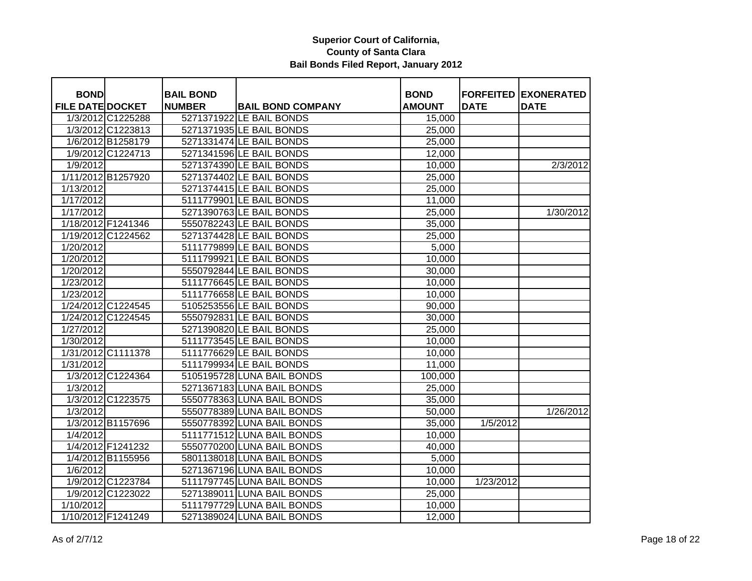**Superior Court of California, County of Santa Clara Bail Bonds Filed Report, January 2012**

| BOND FILE DATE | DOCKET | BAIL BOND NUMBER | BAIL BOND COMPANY | BOND AMOUNT | FORFEITED DATE | EXONERATED DATE |
|---|---|---|---|---|---|---|
| 1/3/2012 | C1225288 | 5271371922 | LE BAIL BONDS | 15,000 | | |
| 1/3/2012 | C1223813 | 5271371935 | LE BAIL BONDS | 25,000 | | |
| 1/6/2012 | B1258179 | 5271331474 | LE BAIL BONDS | 25,000 | | |
| 1/9/2012 | C1224713 | 5271341596 | LE BAIL BONDS | 12,000 | | |
| 1/9/2012 | | 5271374390 | LE BAIL BONDS | 10,000 | | 2/3/2012 |
| 1/11/2012 | B1257920 | 5271374402 | LE BAIL BONDS | 25,000 | | |
| 1/13/2012 | | 5271374415 | LE BAIL BONDS | 25,000 | | |
| 1/17/2012 | | 5111779901 | LE BAIL BONDS | 11,000 | | |
| 1/17/2012 | | 5271390763 | LE BAIL BONDS | 25,000 | | 1/30/2012 |
| 1/18/2012 | F1241346 | 5550782243 | LE BAIL BONDS | 35,000 | | |
| 1/19/2012 | C1224562 | 5271374428 | LE BAIL BONDS | 25,000 | | |
| 1/20/2012 | | 5111779899 | LE BAIL BONDS | 5,000 | | |
| 1/20/2012 | | 5111799921 | LE BAIL BONDS | 10,000 | | |
| 1/20/2012 | | 5550792844 | LE BAIL BONDS | 30,000 | | |
| 1/23/2012 | | 5111776645 | LE BAIL BONDS | 10,000 | | |
| 1/23/2012 | | 5111776658 | LE BAIL BONDS | 10,000 | | |
| 1/24/2012 | C1224545 | 5105253556 | LE BAIL BONDS | 90,000 | | |
| 1/24/2012 | C1224545 | 5550792831 | LE BAIL BONDS | 30,000 | | |
| 1/27/2012 | | 5271390820 | LE BAIL BONDS | 25,000 | | |
| 1/30/2012 | | 5111773545 | LE BAIL BONDS | 10,000 | | |
| 1/31/2012 | C1111378 | 5111776629 | LE BAIL BONDS | 10,000 | | |
| 1/31/2012 | | 5111799934 | LE BAIL BONDS | 11,000 | | |
| 1/3/2012 | C1224364 | 5105195728 | LUNA BAIL BONDS | 100,000 | | |
| 1/3/2012 | | 5271367183 | LUNA BAIL BONDS | 25,000 | | |
| 1/3/2012 | C1223575 | 5550778363 | LUNA BAIL BONDS | 35,000 | | |
| 1/3/2012 | | 5550778389 | LUNA BAIL BONDS | 50,000 | | 1/26/2012 |
| 1/3/2012 | B1157696 | 5550778392 | LUNA BAIL BONDS | 35,000 | 1/5/2012 | |
| 1/4/2012 | | 5111771512 | LUNA BAIL BONDS | 10,000 | | |
| 1/4/2012 | F1241232 | 5550770200 | LUNA BAIL BONDS | 40,000 | | |
| 1/4/2012 | B1155956 | 5801138018 | LUNA BAIL BONDS | 5,000 | | |
| 1/6/2012 | | 5271367196 | LUNA BAIL BONDS | 10,000 | | |
| 1/9/2012 | C1223784 | 5111797745 | LUNA BAIL BONDS | 10,000 | 1/23/2012 | |
| 1/9/2012 | C1223022 | 5271389011 | LUNA BAIL BONDS | 25,000 | | |
| 1/10/2012 | | 5111797729 | LUNA BAIL BONDS | 10,000 | | |
| 1/10/2012 | F1241249 | 5271389024 | LUNA BAIL BONDS | 12,000 | | |

As of 2/7/12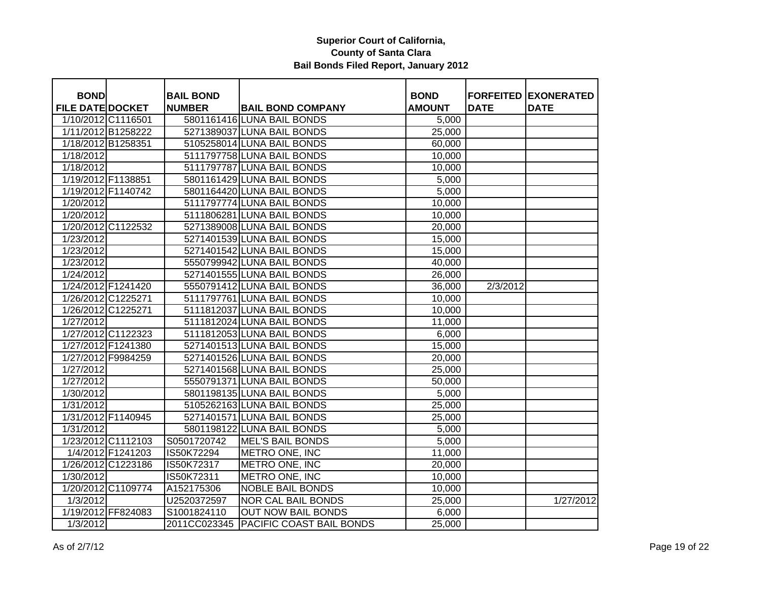**Superior Court of California,**
**County of Santa Clara**
**Bail Bonds Filed Report, January 2012**

| BOND FILE DATE | DOCKET | BAIL BOND NUMBER | BAIL BOND COMPANY | BOND AMOUNT | FORFEITED DATE | EXONERATED DATE |
|---|---|---|---|---|---|---|
| 1/10/2012 | C1116501 | 5801161416 | LUNA BAIL BONDS | 5,000 | | |
| 1/11/2012 | B1258222 | 5271389037 | LUNA BAIL BONDS | 25,000 | | |
| 1/18/2012 | B1258351 | 5105258014 | LUNA BAIL BONDS | 60,000 | | |
| 1/18/2012 | | 5111797758 | LUNA BAIL BONDS | 10,000 | | |
| 1/18/2012 | | 5111797787 | LUNA BAIL BONDS | 10,000 | | |
| 1/19/2012 | F1138851 | 5801161429 | LUNA BAIL BONDS | 5,000 | | |
| 1/19/2012 | F1140742 | 5801164420 | LUNA BAIL BONDS | 5,000 | | |
| 1/20/2012 | | 5111797774 | LUNA BAIL BONDS | 10,000 | | |
| 1/20/2012 | | 5111806281 | LUNA BAIL BONDS | 10,000 | | |
| 1/20/2012 | C1122532 | 5271389008 | LUNA BAIL BONDS | 20,000 | | |
| 1/23/2012 | | 5271401539 | LUNA BAIL BONDS | 15,000 | | |
| 1/23/2012 | | 5271401542 | LUNA BAIL BONDS | 15,000 | | |
| 1/23/2012 | | 5550799942 | LUNA BAIL BONDS | 40,000 | | |
| 1/24/2012 | | 5271401555 | LUNA BAIL BONDS | 26,000 | | |
| 1/24/2012 | F1241420 | 5550791412 | LUNA BAIL BONDS | 36,000 | 2/3/2012 | |
| 1/26/2012 | C1225271 | 5111797761 | LUNA BAIL BONDS | 10,000 | | |
| 1/26/2012 | C1225271 | 5111812037 | LUNA BAIL BONDS | 10,000 | | |
| 1/27/2012 | | 5111812024 | LUNA BAIL BONDS | 11,000 | | |
| 1/27/2012 | C1122323 | 5111812053 | LUNA BAIL BONDS | 6,000 | | |
| 1/27/2012 | F1241380 | 5271401513 | LUNA BAIL BONDS | 15,000 | | |
| 1/27/2012 | F9984259 | 5271401526 | LUNA BAIL BONDS | 20,000 | | |
| 1/27/2012 | | 5271401568 | LUNA BAIL BONDS | 25,000 | | |
| 1/27/2012 | | 5550791371 | LUNA BAIL BONDS | 50,000 | | |
| 1/30/2012 | | 5801198135 | LUNA BAIL BONDS | 5,000 | | |
| 1/31/2012 | | 5105262163 | LUNA BAIL BONDS | 25,000 | | |
| 1/31/2012 | F1140945 | 5271401571 | LUNA BAIL BONDS | 25,000 | | |
| 1/31/2012 | | 5801198122 | LUNA BAIL BONDS | 5,000 | | |
| 1/23/2012 | C1112103 | S0501720742 | MEL'S BAIL BONDS | 5,000 | | |
| 1/4/2012 | F1241203 | IS50K72294 | METRO ONE, INC | 11,000 | | |
| 1/26/2012 | C1223186 | IS50K72317 | METRO ONE, INC | 20,000 | | |
| 1/30/2012 | | IS50K72311 | METRO ONE, INC | 10,000 | | |
| 1/20/2012 | C1109774 | A152175306 | NOBLE BAIL BONDS | 10,000 | | |
| 1/3/2012 | | U2520372597 | NOR CAL BAIL BONDS | 25,000 | | 1/27/2012 |
| 1/19/2012 | FF824083 | S1001824110 | OUT NOW BAIL BONDS | 6,000 | | |
| 1/3/2012 | | 2011CC023345 | PACIFIC COAST BAIL BONDS | 25,000 | | |

As of 2/7/12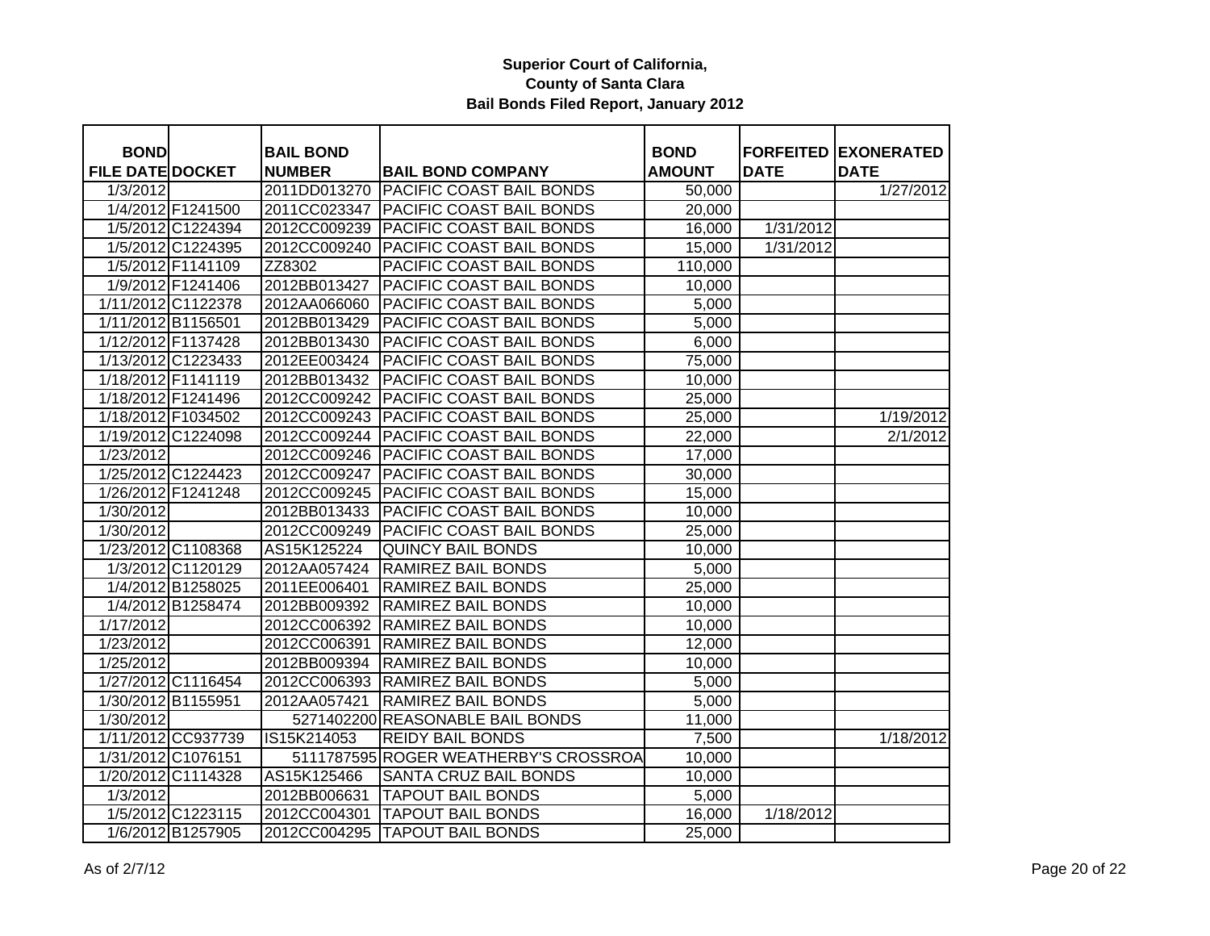**Superior Court of California,**
**County of Santa Clara**
**Bail Bonds Filed Report, January 2012**

| BOND FILE DATE | DOCKET | BAIL BOND NUMBER | BAIL BOND COMPANY | BOND AMOUNT | FORFEITED DATE | EXONERATED DATE |
|---|---|---|---|---|---|---|
| 1/3/2012 | | 2011DD013270 | PACIFIC COAST BAIL BONDS | 50,000 | | 1/27/2012 |
| 1/4/2012 | F1241500 | 2011CC023347 | PACIFIC COAST BAIL BONDS | 20,000 | | |
| 1/5/2012 | C1224394 | 2012CC009239 | PACIFIC COAST BAIL BONDS | 16,000 | 1/31/2012 | |
| 1/5/2012 | C1224395 | 2012CC009240 | PACIFIC COAST BAIL BONDS | 15,000 | 1/31/2012 | |
| 1/5/2012 | F1141109 | ZZ8302 | PACIFIC COAST BAIL BONDS | 110,000 | | |
| 1/9/2012 | F1241406 | 2012BB013427 | PACIFIC COAST BAIL BONDS | 10,000 | | |
| 1/11/2012 | C1122378 | 2012AA066060 | PACIFIC COAST BAIL BONDS | 5,000 | | |
| 1/11/2012 | B1156501 | 2012BB013429 | PACIFIC COAST BAIL BONDS | 5,000 | | |
| 1/12/2012 | F1137428 | 2012BB013430 | PACIFIC COAST BAIL BONDS | 6,000 | | |
| 1/13/2012 | C1223433 | 2012EE003424 | PACIFIC COAST BAIL BONDS | 75,000 | | |
| 1/18/2012 | F1141119 | 2012BB013432 | PACIFIC COAST BAIL BONDS | 10,000 | | |
| 1/18/2012 | F1241496 | 2012CC009242 | PACIFIC COAST BAIL BONDS | 25,000 | | |
| 1/18/2012 | F1034502 | 2012CC009243 | PACIFIC COAST BAIL BONDS | 25,000 | | 1/19/2012 |
| 1/19/2012 | C1224098 | 2012CC009244 | PACIFIC COAST BAIL BONDS | 22,000 | | 2/1/2012 |
| 1/23/2012 | | 2012CC009246 | PACIFIC COAST BAIL BONDS | 17,000 | | |
| 1/25/2012 | C1224423 | 2012CC009247 | PACIFIC COAST BAIL BONDS | 30,000 | | |
| 1/26/2012 | F1241248 | 2012CC009245 | PACIFIC COAST BAIL BONDS | 15,000 | | |
| 1/30/2012 | | 2012BB013433 | PACIFIC COAST BAIL BONDS | 10,000 | | |
| 1/30/2012 | | 2012CC009249 | PACIFIC COAST BAIL BONDS | 25,000 | | |
| 1/23/2012 | C1108368 | AS15K125224 | QUINCY BAIL BONDS | 10,000 | | |
| 1/3/2012 | C1120129 | 2012AA057424 | RAMIREZ BAIL BONDS | 5,000 | | |
| 1/4/2012 | B1258025 | 2011EE006401 | RAMIREZ BAIL BONDS | 25,000 | | |
| 1/4/2012 | B1258474 | 2012BB009392 | RAMIREZ BAIL BONDS | 10,000 | | |
| 1/17/2012 | | 2012CC006392 | RAMIREZ BAIL BONDS | 10,000 | | |
| 1/23/2012 | | 2012CC006391 | RAMIREZ BAIL BONDS | 12,000 | | |
| 1/25/2012 | | 2012BB009394 | RAMIREZ BAIL BONDS | 10,000 | | |
| 1/27/2012 | C1116454 | 2012CC006393 | RAMIREZ BAIL BONDS | 5,000 | | |
| 1/30/2012 | B1155951 | 2012AA057421 | RAMIREZ BAIL BONDS | 5,000 | | |
| 1/30/2012 | | 5271402200 | REASONABLE BAIL BONDS | 11,000 | | |
| 1/11/2012 | CC937739 | IS15K214053 | REIDY BAIL BONDS | 7,500 | | 1/18/2012 |
| 1/31/2012 | C1076151 | 5111787595 | ROGER WEATHERBY'S CROSSROA | 10,000 | | |
| 1/20/2012 | C1114328 | AS15K125466 | SANTA CRUZ BAIL BONDS | 10,000 | | |
| 1/3/2012 | | 2012BB006631 | TAPOUT BAIL BONDS | 5,000 | | |
| 1/5/2012 | C1223115 | 2012CC004301 | TAPOUT BAIL BONDS | 16,000 | 1/18/2012 | |
| 1/6/2012 | B1257905 | 2012CC004295 | TAPOUT BAIL BONDS | 25,000 | | |

As of 2/7/12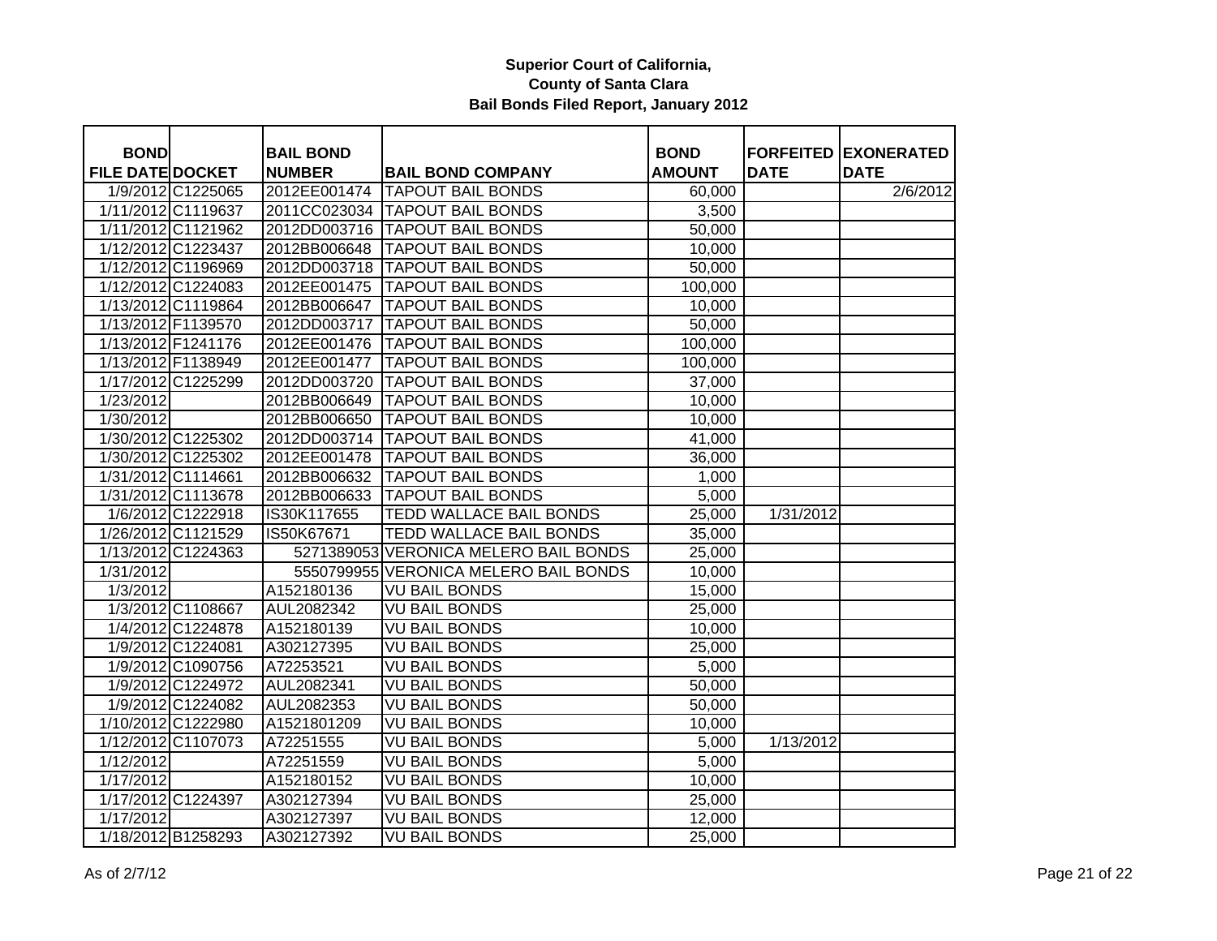**Superior Court of California, County of Santa Clara**
**Bail Bonds Filed Report, January 2012**

| BOND FILE DATE | DOCKET | BAIL BOND NUMBER | BAIL BOND COMPANY | BOND AMOUNT | FORFEITED DATE | EXONERATED DATE |
|---|---|---|---|---|---|---|
| 1/9/2012 | C1225065 | 2012EE001474 | TAPOUT BAIL BONDS | 60,000 | | 2/6/2012 |
| 1/11/2012 | C1119637 | 2011CC023034 | TAPOUT BAIL BONDS | 3,500 | | |
| 1/11/2012 | C1121962 | 2012DD003716 | TAPOUT BAIL BONDS | 50,000 | | |
| 1/12/2012 | C1223437 | 2012BB006648 | TAPOUT BAIL BONDS | 10,000 | | |
| 1/12/2012 | C1196969 | 2012DD003718 | TAPOUT BAIL BONDS | 50,000 | | |
| 1/12/2012 | C1224083 | 2012EE001475 | TAPOUT BAIL BONDS | 100,000 | | |
| 1/13/2012 | C1119864 | 2012BB006647 | TAPOUT BAIL BONDS | 10,000 | | |
| 1/13/2012 | F1139570 | 2012DD003717 | TAPOUT BAIL BONDS | 50,000 | | |
| 1/13/2012 | F1241176 | 2012EE001476 | TAPOUT BAIL BONDS | 100,000 | | |
| 1/13/2012 | F1138949 | 2012EE001477 | TAPOUT BAIL BONDS | 100,000 | | |
| 1/17/2012 | C1225299 | 2012DD003720 | TAPOUT BAIL BONDS | 37,000 | | |
| 1/23/2012 | | 2012BB006649 | TAPOUT BAIL BONDS | 10,000 | | |
| 1/30/2012 | | 2012BB006650 | TAPOUT BAIL BONDS | 10,000 | | |
| 1/30/2012 | C1225302 | 2012DD003714 | TAPOUT BAIL BONDS | 41,000 | | |
| 1/30/2012 | C1225302 | 2012EE001478 | TAPOUT BAIL BONDS | 36,000 | | |
| 1/31/2012 | C1114661 | 2012BB006632 | TAPOUT BAIL BONDS | 1,000 | | |
| 1/31/2012 | C1113678 | 2012BB006633 | TAPOUT BAIL BONDS | 5,000 | | |
| 1/6/2012 | C1222918 | IS30K117655 | TEDD WALLACE BAIL BONDS | 25,000 | 1/31/2012 | |
| 1/26/2012 | C1121529 | IS50K67671 | TEDD WALLACE BAIL BONDS | 35,000 | | |
| 1/13/2012 | C1224363 | 5271389053 | VERONICA MELERO BAIL BONDS | 25,000 | | |
| 1/31/2012 | | 5550799955 | VERONICA MELERO BAIL BONDS | 10,000 | | |
| 1/3/2012 | | A152180136 | VU BAIL BONDS | 15,000 | | |
| 1/3/2012 | C1108667 | AUL2082342 | VU BAIL BONDS | 25,000 | | |
| 1/4/2012 | C1224878 | A152180139 | VU BAIL BONDS | 10,000 | | |
| 1/9/2012 | C1224081 | A302127395 | VU BAIL BONDS | 25,000 | | |
| 1/9/2012 | C1090756 | A72253521 | VU BAIL BONDS | 5,000 | | |
| 1/9/2012 | C1224972 | AUL2082341 | VU BAIL BONDS | 50,000 | | |
| 1/9/2012 | C1224082 | AUL2082353 | VU BAIL BONDS | 50,000 | | |
| 1/10/2012 | C1222980 | A1521801209 | VU BAIL BONDS | 10,000 | | |
| 1/12/2012 | C1107073 | A72251555 | VU BAIL BONDS | 5,000 | 1/13/2012 | |
| 1/12/2012 | | A72251559 | VU BAIL BONDS | 5,000 | | |
| 1/17/2012 | | A152180152 | VU BAIL BONDS | 10,000 | | |
| 1/17/2012 | C1224397 | A302127394 | VU BAIL BONDS | 25,000 | | |
| 1/17/2012 | | A302127397 | VU BAIL BONDS | 12,000 | | |
| 1/18/2012 | B1258293 | A302127392 | VU BAIL BONDS | 25,000 | | |

As of 2/7/12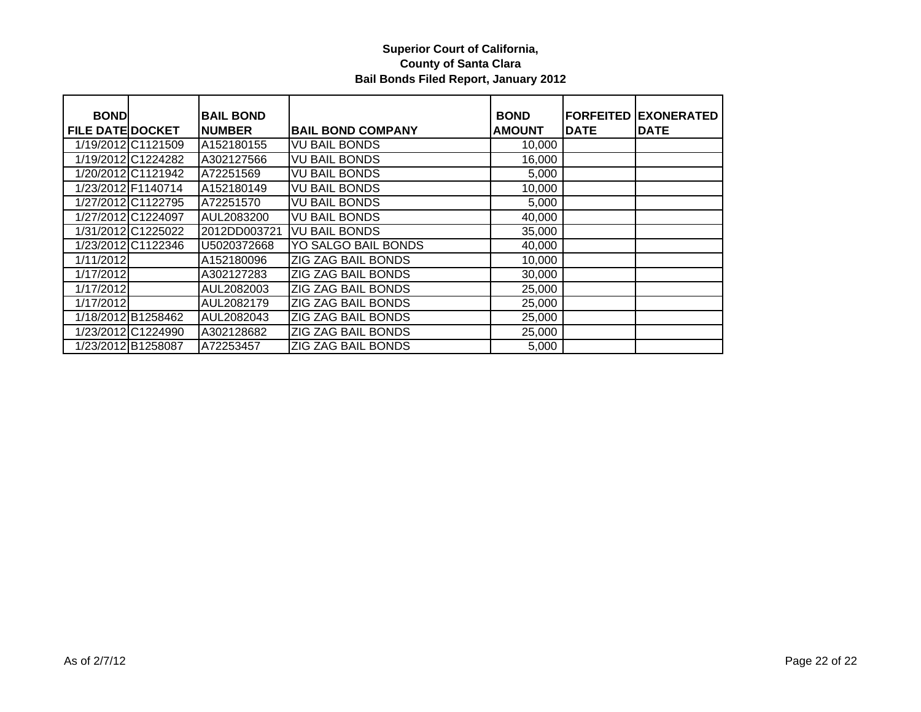**Superior Court of California,**
**County of Santa Clara**
**Bail Bonds Filed Report, January 2012**

| BOND FILE DATE | DOCKET | BAIL BOND NUMBER | BAIL BOND COMPANY | BOND AMOUNT | FORFEITED DATE | EXONERATED DATE |
|---|---|---|---|---|---|---|
| 1/19/2012 | C1121509 | A152180155 | VU BAIL BONDS | 10,000 | | |
| 1/19/2012 | C1224282 | A302127566 | VU BAIL BONDS | 16,000 | | |
| 1/20/2012 | C1121942 | A72251569 | VU BAIL BONDS | 5,000 | | |
| 1/23/2012 | F1140714 | A152180149 | VU BAIL BONDS | 10,000 | | |
| 1/27/2012 | C1122795 | A72251570 | VU BAIL BONDS | 5,000 | | |
| 1/27/2012 | C1224097 | AUL2083200 | VU BAIL BONDS | 40,000 | | |
| 1/31/2012 | C1225022 | 2012DD003721 | VU BAIL BONDS | 35,000 | | |
| 1/23/2012 | C1122346 | U5020372668 | YO SALGO BAIL BONDS | 40,000 | | |
| 1/11/2012 | | A152180096 | ZIG ZAG BAIL BONDS | 10,000 | | |
| 1/17/2012 | | A302127283 | ZIG ZAG BAIL BONDS | 30,000 | | |
| 1/17/2012 | | AUL2082003 | ZIG ZAG BAIL BONDS | 25,000 | | |
| 1/17/2012 | | AUL2082179 | ZIG ZAG BAIL BONDS | 25,000 | | |
| 1/18/2012 | B1258462 | AUL2082043 | ZIG ZAG BAIL BONDS | 25,000 | | |
| 1/23/2012 | C1224990 | A302128682 | ZIG ZAG BAIL BONDS | 25,000 | | |
| 1/23/2012 | B1258087 | A72253457 | ZIG ZAG BAIL BONDS | 5,000 | | |

As of 2/7/12